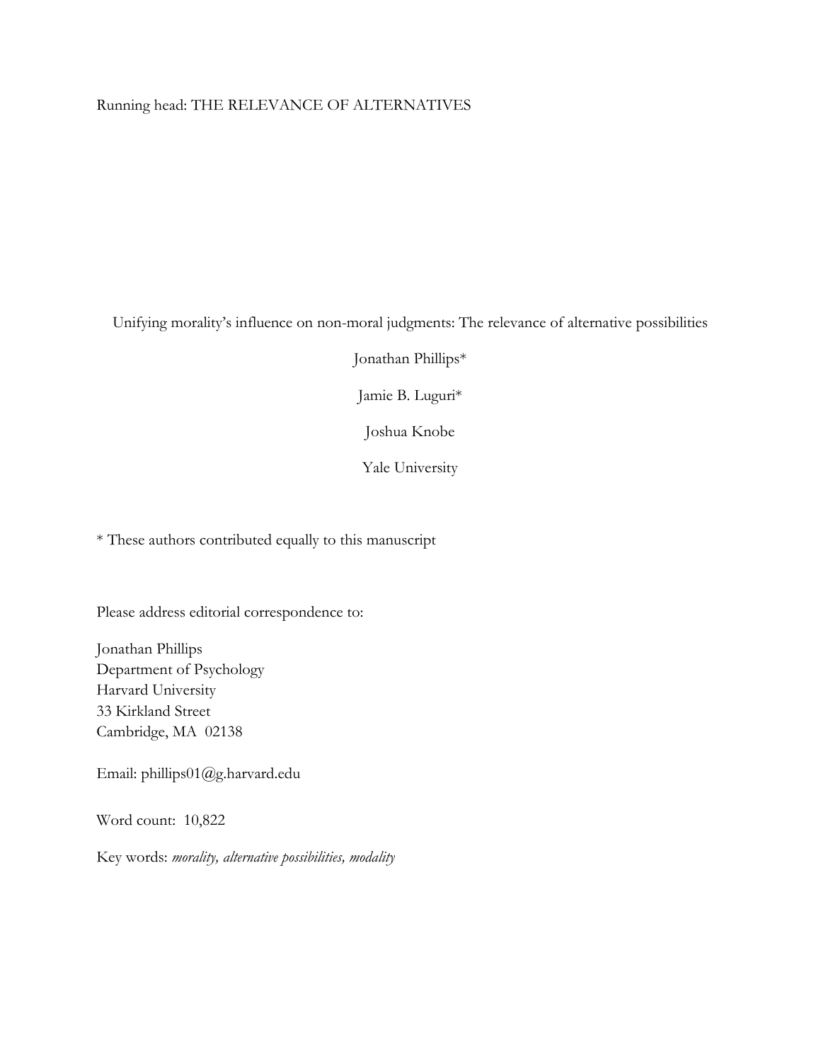# Unifying morality's influence on non-moral judgments: The relevance of alternative possibilities

Jonathan Phillips*

Jamie B. Luguri*

Joshua Knobe

Yale University

\* These authors contributed equally to this manuscript

Please address editorial correspondence to:

Jonathan Phillips
Department of Psychology
Harvard University
33 Kirkland Street
Cambridge, MA 02138

Email: phillips01@g.harvard.edu

Word count: 10,822

Key words: *morality, alternative possibilities, modality*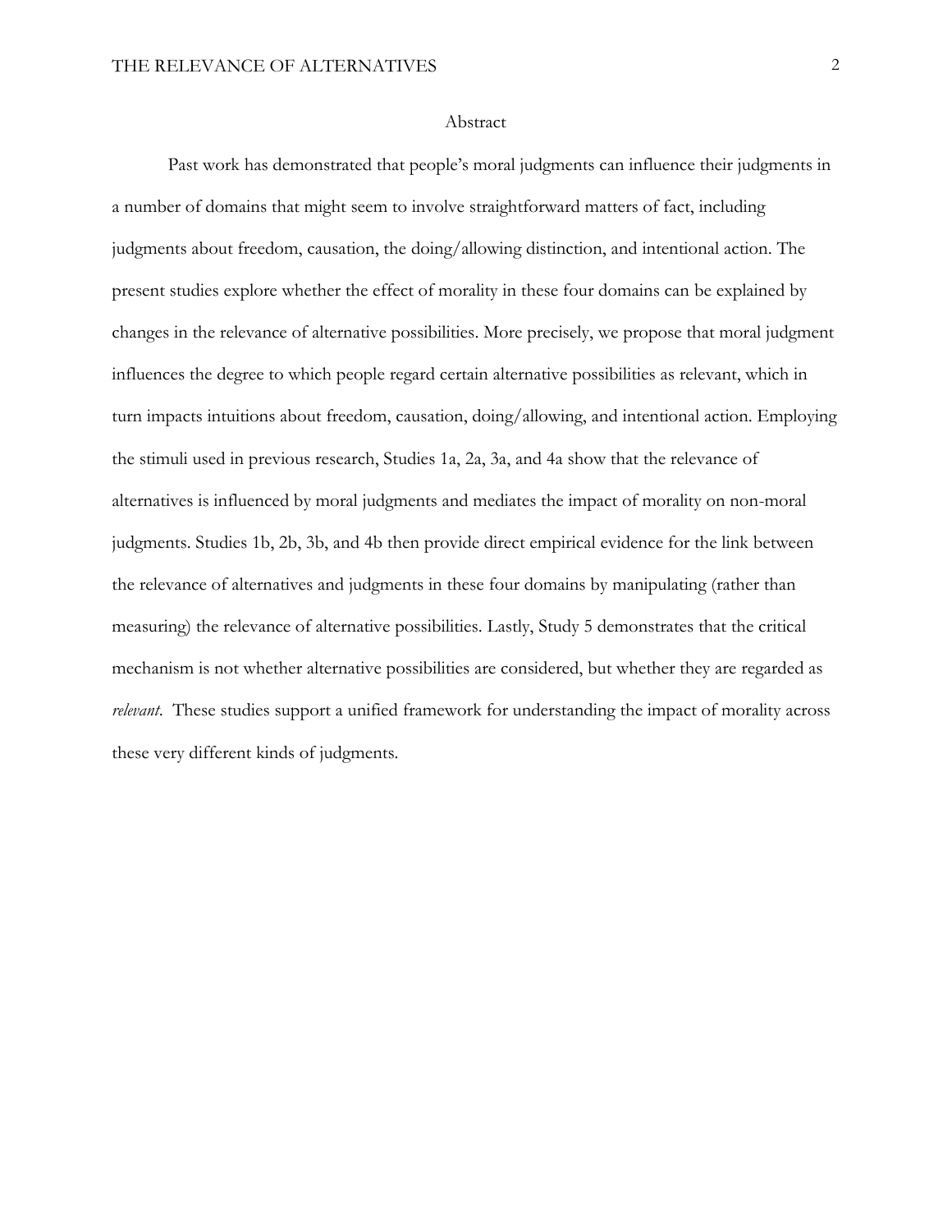## Abstract

Past work has demonstrated that people's moral judgments can influence their judgments in a number of domains that might seem to involve straightforward matters of fact, including judgments about freedom, causation, the doing/allowing distinction, and intentional action. The present studies explore whether the effect of morality in these four domains can be explained by changes in the relevance of alternative possibilities. More precisely, we propose that moral judgment influences the degree to which people regard certain alternative possibilities as relevant, which in turn impacts intuitions about freedom, causation, doing/allowing, and intentional action. Employing the stimuli used in previous research, Studies 1a, 2a, 3a, and 4a show that the relevance of alternatives is influenced by moral judgments and mediates the impact of morality on non-moral judgments. Studies 1b, 2b, 3b, and 4b then provide direct empirical evidence for the link between the relevance of alternatives and judgments in these four domains by manipulating (rather than measuring) the relevance of alternative possibilities. Lastly, Study 5 demonstrates that the critical mechanism is not whether alternative possibilities are considered, but whether they are regarded as *relevant*. These studies support a unified framework for understanding the impact of morality across these very different kinds of judgments.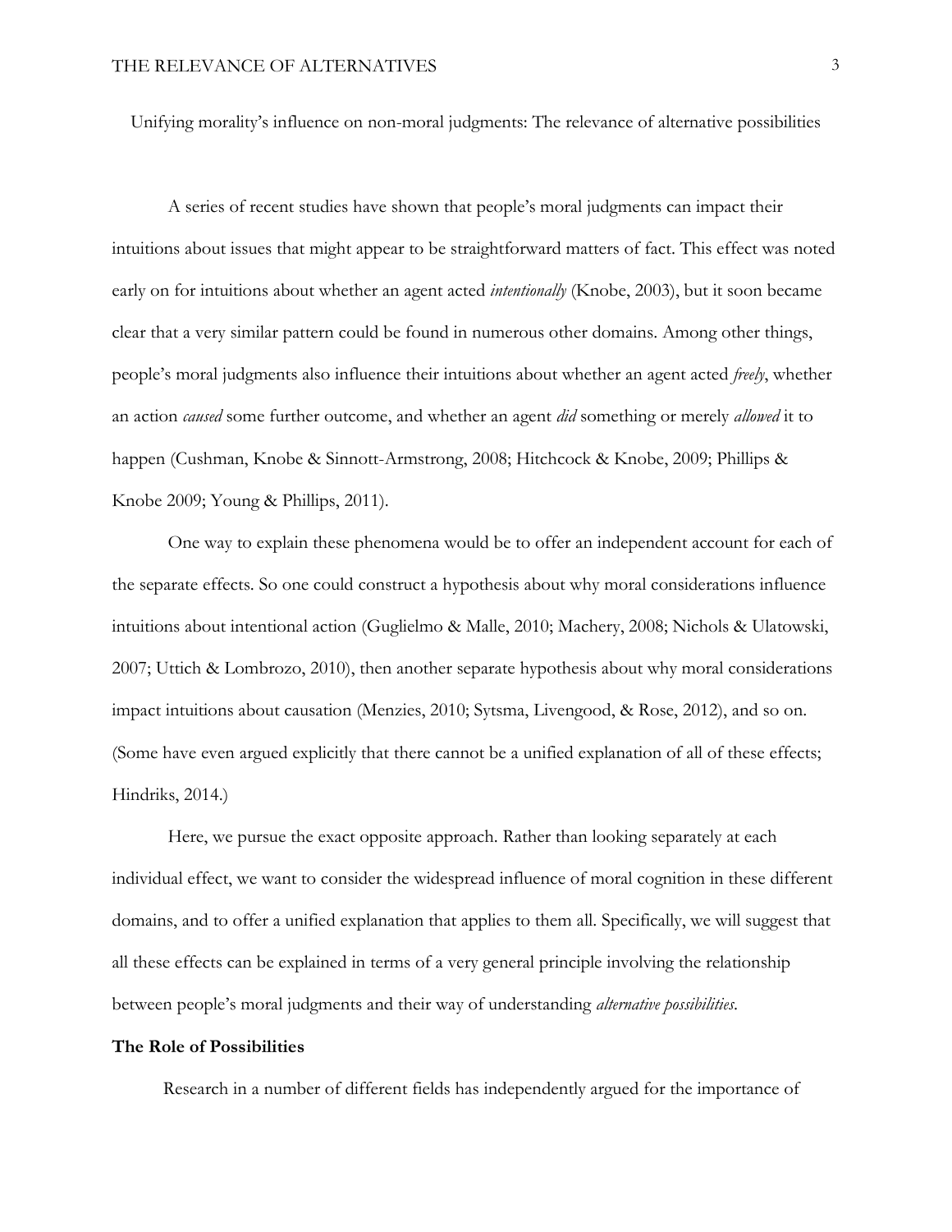Unifying morality's influence on non-moral judgments: The relevance of alternative possibilities

A series of recent studies have shown that people's moral judgments can impact their intuitions about issues that might appear to be straightforward matters of fact. This effect was noted early on for intuitions about whether an agent acted *intentionally* (Knobe, 2003), but it soon became clear that a very similar pattern could be found in numerous other domains. Among other things, people's moral judgments also influence their intuitions about whether an agent acted *freely*, whether an action *caused* some further outcome, and whether an agent *did* something or merely *allowed* it to happen (Cushman, Knobe & Sinnott-Armstrong, 2008; Hitchcock & Knobe, 2009; Phillips & Knobe 2009; Young & Phillips, 2011).

One way to explain these phenomena would be to offer an independent account for each of the separate effects. So one could construct a hypothesis about why moral considerations influence intuitions about intentional action (Guglielmo & Malle, 2010; Machery, 2008; Nichols & Ulatowski, 2007; Uttich & Lombrozo, 2010), then another separate hypothesis about why moral considerations impact intuitions about causation (Menzies, 2010; Sytsma, Livengood, & Rose, 2012), and so on. (Some have even argued explicitly that there cannot be a unified explanation of all of these effects; Hindriks, 2014.)

Here, we pursue the exact opposite approach. Rather than looking separately at each individual effect, we want to consider the widespread influence of moral cognition in these different domains, and to offer a unified explanation that applies to them all. Specifically, we will suggest that all these effects can be explained in terms of a very general principle involving the relationship between people's moral judgments and their way of understanding *alternative possibilities*.

## The Role of Possibilities

Research in a number of different fields has independently argued for the importance of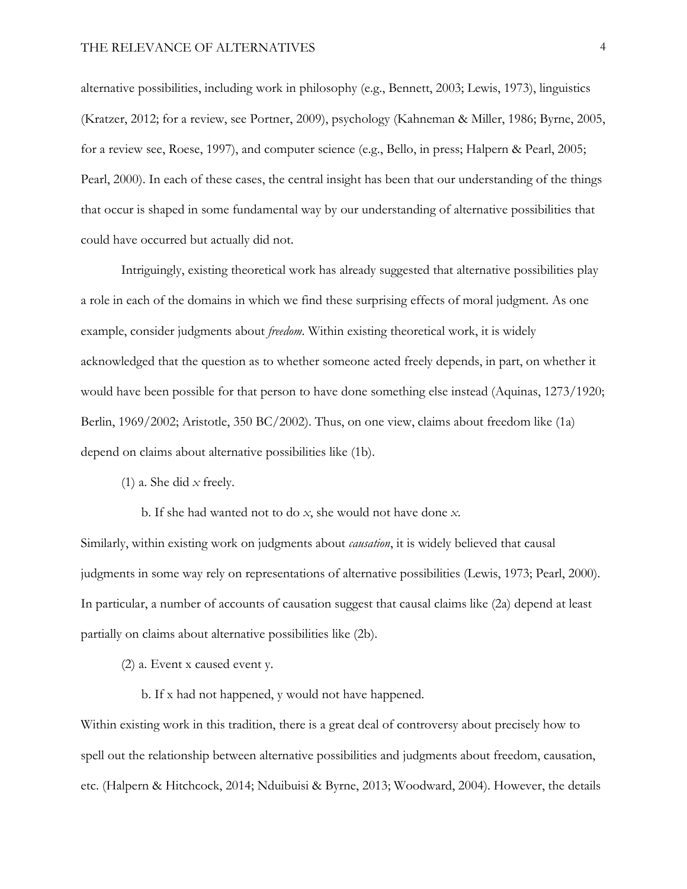alternative possibilities, including work in philosophy (e.g., Bennett, 2003; Lewis, 1973), linguistics (Kratzer, 2012; for a review, see Portner, 2009), psychology (Kahneman & Miller, 1986; Byrne, 2005, for a review see, Roese, 1997), and computer science (e.g., Bello, in press; Halpern & Pearl, 2005; Pearl, 2000). In each of these cases, the central insight has been that our understanding of the things that occur is shaped in some fundamental way by our understanding of alternative possibilities that could have occurred but actually did not.

Intriguingly, existing theoretical work has already suggested that alternative possibilities play a role in each of the domains in which we find these surprising effects of moral judgment. As one example, consider judgments about *freedom*. Within existing theoretical work, it is widely acknowledged that the question as to whether someone acted freely depends, in part, on whether it would have been possible for that person to have done something else instead (Aquinas, 1273/1920; Berlin, 1969/2002; Aristotle, 350 BC/2002). Thus, on one view, claims about freedom like (1a) depend on claims about alternative possibilities like (1b).

(1) a. She did *x* freely.

b. If she had wanted not to do *x*, she would not have done *x*.

Similarly, within existing work on judgments about *causation*, it is widely believed that causal judgments in some way rely on representations of alternative possibilities (Lewis, 1973; Pearl, 2000). In particular, a number of accounts of causation suggest that causal claims like (2a) depend at least partially on claims about alternative possibilities like (2b).

(2) a. Event x caused event y.

b. If x had not happened, y would not have happened.

Within existing work in this tradition, there is a great deal of controversy about precisely how to spell out the relationship between alternative possibilities and judgments about freedom, causation, etc. (Halpern & Hitchcock, 2014; Nduibuisi & Byrne, 2013; Woodward, 2004). However, the details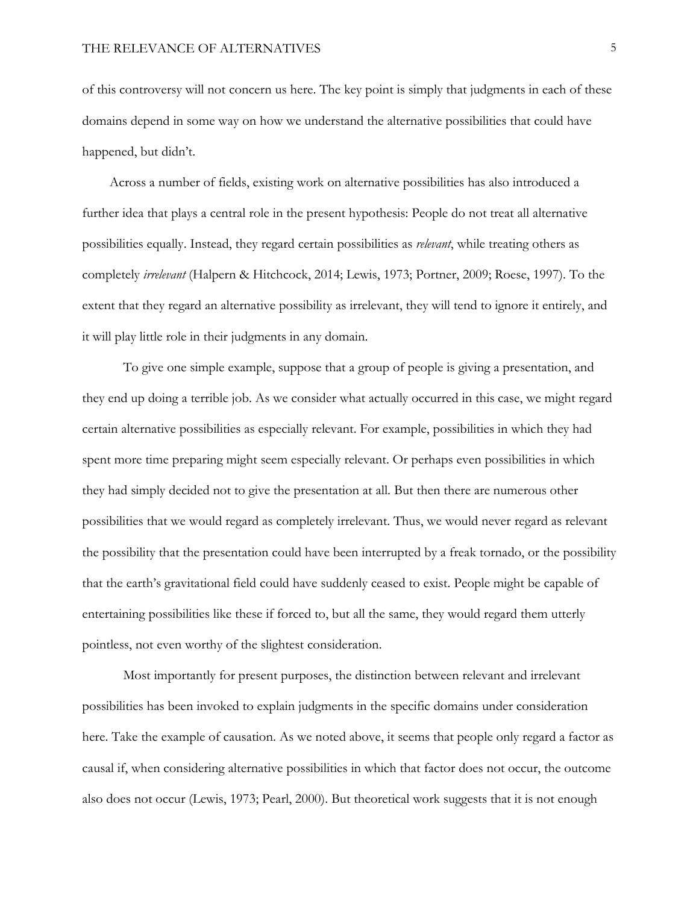of this controversy will not concern us here. The key point is simply that judgments in each of these domains depend in some way on how we understand the alternative possibilities that could have happened, but didn't.

Across a number of fields, existing work on alternative possibilities has also introduced a further idea that plays a central role in the present hypothesis: People do not treat all alternative possibilities equally. Instead, they regard certain possibilities as *relevant*, while treating others as completely *irrelevant* (Halpern & Hitchcock, 2014; Lewis, 1973; Portner, 2009; Roese, 1997). To the extent that they regard an alternative possibility as irrelevant, they will tend to ignore it entirely, and it will play little role in their judgments in any domain.

To give one simple example, suppose that a group of people is giving a presentation, and they end up doing a terrible job. As we consider what actually occurred in this case, we might regard certain alternative possibilities as especially relevant. For example, possibilities in which they had spent more time preparing might seem especially relevant. Or perhaps even possibilities in which they had simply decided not to give the presentation at all. But then there are numerous other possibilities that we would regard as completely irrelevant. Thus, we would never regard as relevant the possibility that the presentation could have been interrupted by a freak tornado, or the possibility that the earth's gravitational field could have suddenly ceased to exist. People might be capable of entertaining possibilities like these if forced to, but all the same, they would regard them utterly pointless, not even worthy of the slightest consideration.

Most importantly for present purposes, the distinction between relevant and irrelevant possibilities has been invoked to explain judgments in the specific domains under consideration here. Take the example of causation. As we noted above, it seems that people only regard a factor as causal if, when considering alternative possibilities in which that factor does not occur, the outcome also does not occur (Lewis, 1973; Pearl, 2000). But theoretical work suggests that it is not enough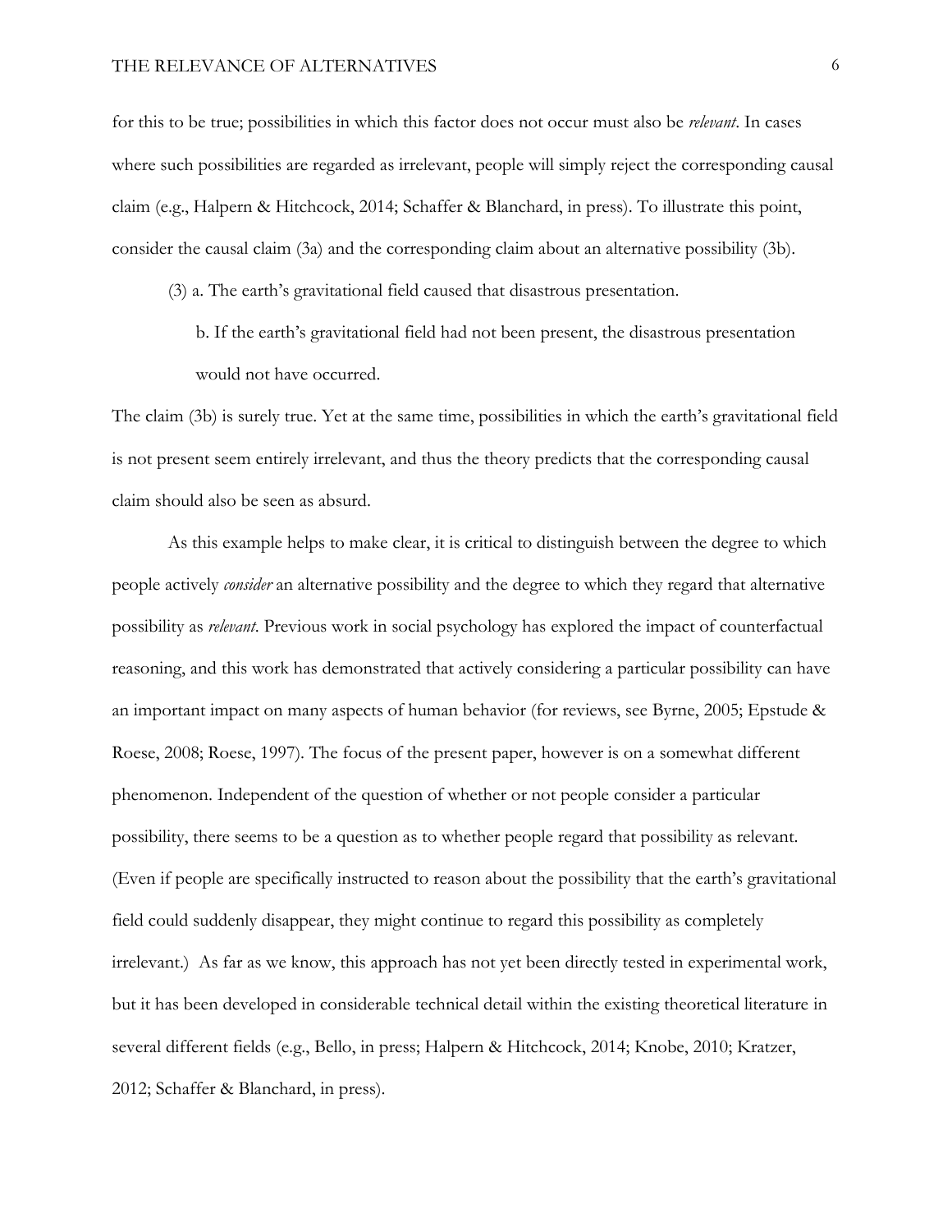for this to be true; possibilities in which this factor does not occur must also be *relevant*. In cases where such possibilities are regarded as irrelevant, people will simply reject the corresponding causal claim (e.g., Halpern & Hitchcock, 2014; Schaffer & Blanchard, in press). To illustrate this point, consider the causal claim (3a) and the corresponding claim about an alternative possibility (3b).

(3) a. The earth's gravitational field caused that disastrous presentation.

b. If the earth's gravitational field had not been present, the disastrous presentation would not have occurred.

The claim (3b) is surely true. Yet at the same time, possibilities in which the earth's gravitational field is not present seem entirely irrelevant, and thus the theory predicts that the corresponding causal claim should also be seen as absurd.

As this example helps to make clear, it is critical to distinguish between the degree to which people actively *consider* an alternative possibility and the degree to which they regard that alternative possibility as *relevant*. Previous work in social psychology has explored the impact of counterfactual reasoning, and this work has demonstrated that actively considering a particular possibility can have an important impact on many aspects of human behavior (for reviews, see Byrne, 2005; Epstude & Roese, 2008; Roese, 1997). The focus of the present paper, however is on a somewhat different phenomenon. Independent of the question of whether or not people consider a particular possibility, there seems to be a question as to whether people regard that possibility as relevant. (Even if people are specifically instructed to reason about the possibility that the earth's gravitational field could suddenly disappear, they might continue to regard this possibility as completely irrelevant.) As far as we know, this approach has not yet been directly tested in experimental work, but it has been developed in considerable technical detail within the existing theoretical literature in several different fields (e.g., Bello, in press; Halpern & Hitchcock, 2014; Knobe, 2010; Kratzer, 2012; Schaffer & Blanchard, in press).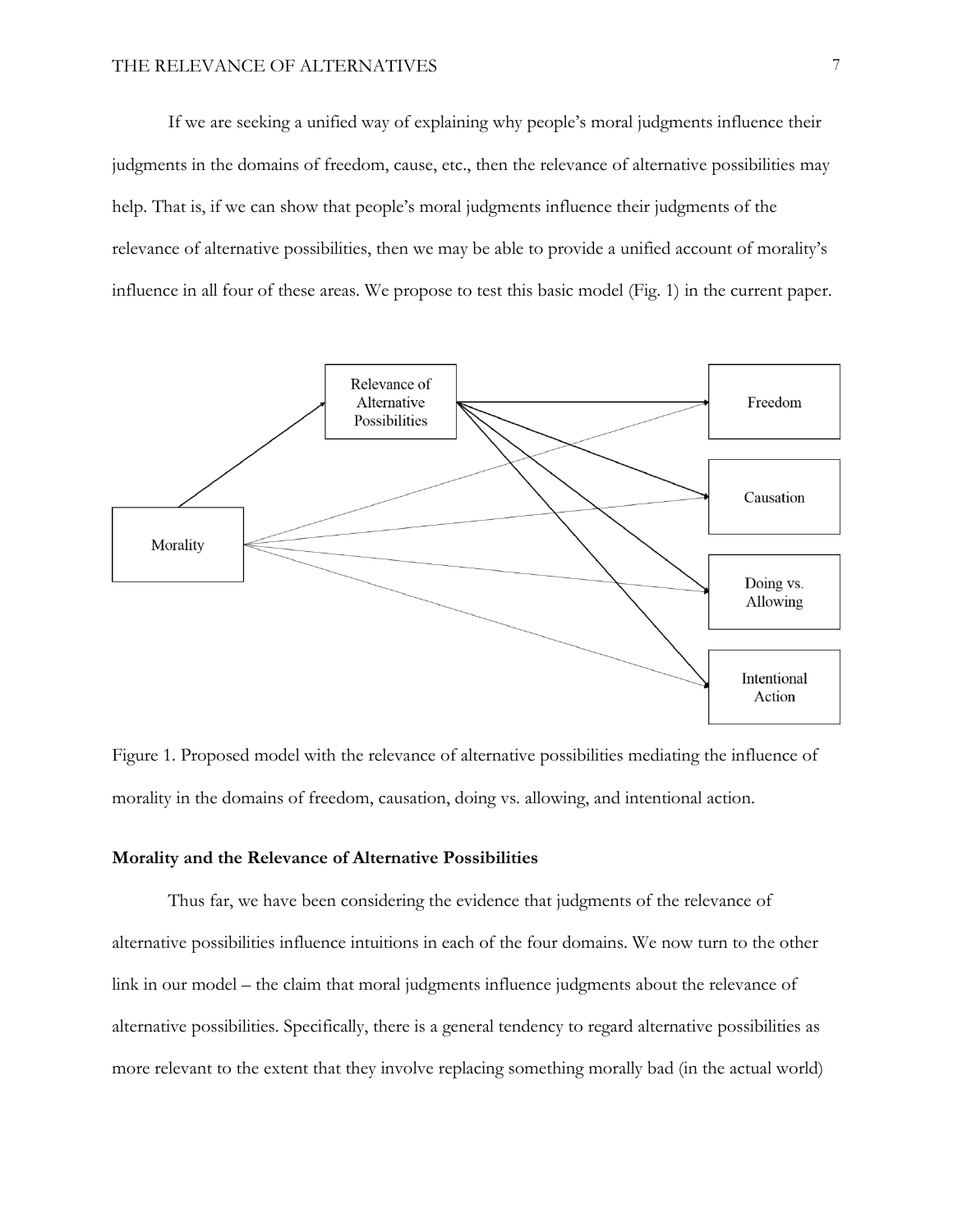If we are seeking a unified way of explaining why people's moral judgments influence their judgments in the domains of freedom, cause, etc., then the relevance of alternative possibilities may help. That is, if we can show that people's moral judgments influence their judgments of the relevance of alternative possibilities, then we may be able to provide a unified account of morality's influence in all four of these areas. We propose to test this basic model (Fig. 1) in the current paper.

Figure 1. Proposed model with the relevance of alternative possibilities mediating the influence of morality in the domains of freedom, causation, doing vs. allowing, and intentional action.

## Morality and the Relevance of Alternative Possibilities

Thus far, we have been considering the evidence that judgments of the relevance of alternative possibilities influence intuitions in each of the four domains. We now turn to the other link in our model – the claim that moral judgments influence judgments about the relevance of alternative possibilities. Specifically, there is a general tendency to regard alternative possibilities as more relevant to the extent that they involve replacing something morally bad (in the actual world)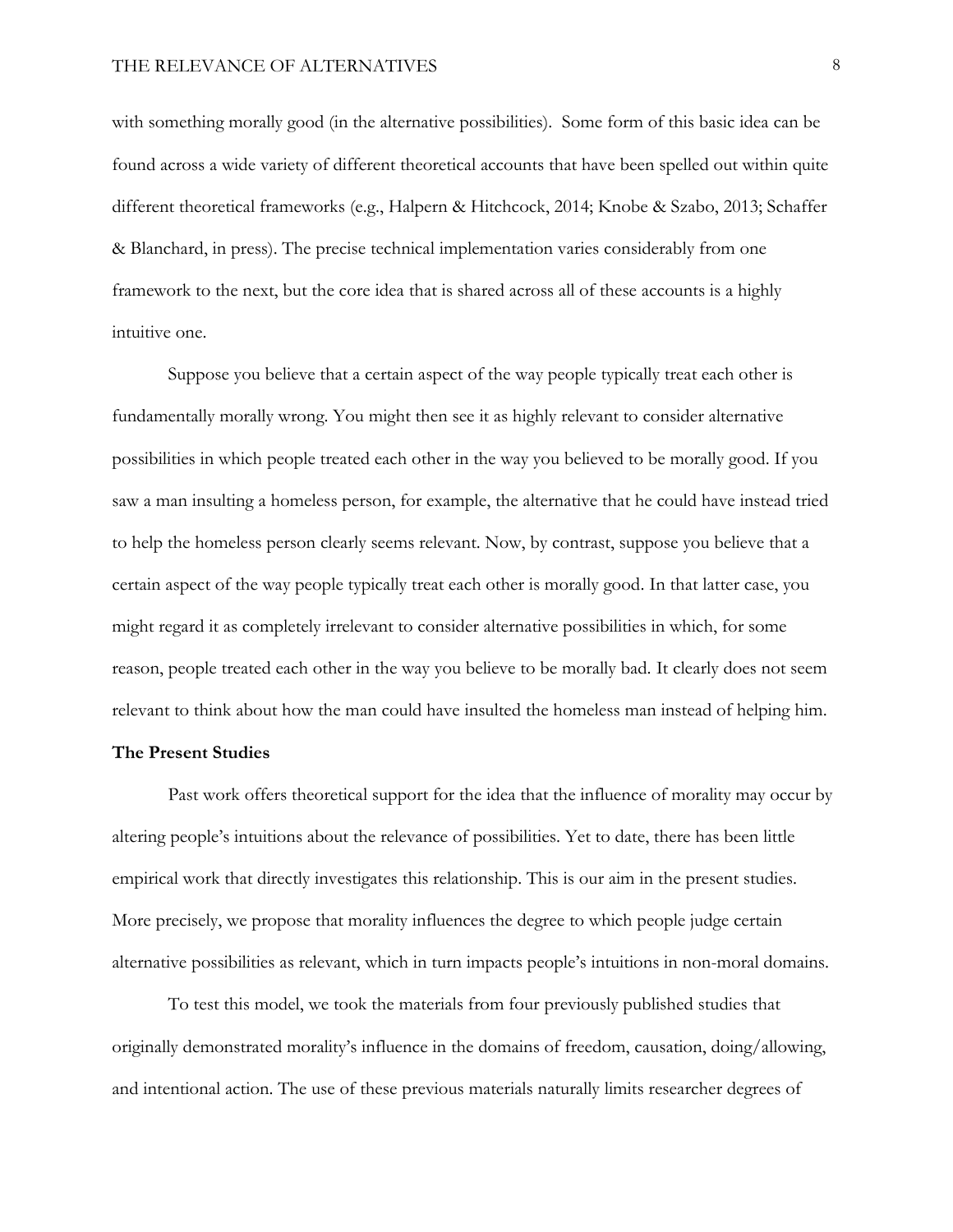with something morally good (in the alternative possibilities). Some form of this basic idea can be found across a wide variety of different theoretical accounts that have been spelled out within quite different theoretical frameworks (e.g., Halpern & Hitchcock, 2014; Knobe & Szabo, 2013; Schaffer & Blanchard, in press). The precise technical implementation varies considerably from one framework to the next, but the core idea that is shared across all of these accounts is a highly intuitive one.

Suppose you believe that a certain aspect of the way people typically treat each other is fundamentally morally wrong. You might then see it as highly relevant to consider alternative possibilities in which people treated each other in the way you believed to be morally good. If you saw a man insulting a homeless person, for example, the alternative that he could have instead tried to help the homeless person clearly seems relevant. Now, by contrast, suppose you believe that a certain aspect of the way people typically treat each other is morally good. In that latter case, you might regard it as completely irrelevant to consider alternative possibilities in which, for some reason, people treated each other in the way you believe to be morally bad. It clearly does not seem relevant to think about how the man could have insulted the homeless man instead of helping him.

**The Present Studies**

Past work offers theoretical support for the idea that the influence of morality may occur by altering people's intuitions about the relevance of possibilities. Yet to date, there has been little empirical work that directly investigates this relationship. This is our aim in the present studies. More precisely, we propose that morality influences the degree to which people judge certain alternative possibilities as relevant, which in turn impacts people's intuitions in non-moral domains.

To test this model, we took the materials from four previously published studies that originally demonstrated morality's influence in the domains of freedom, causation, doing/allowing, and intentional action. The use of these previous materials naturally limits researcher degrees of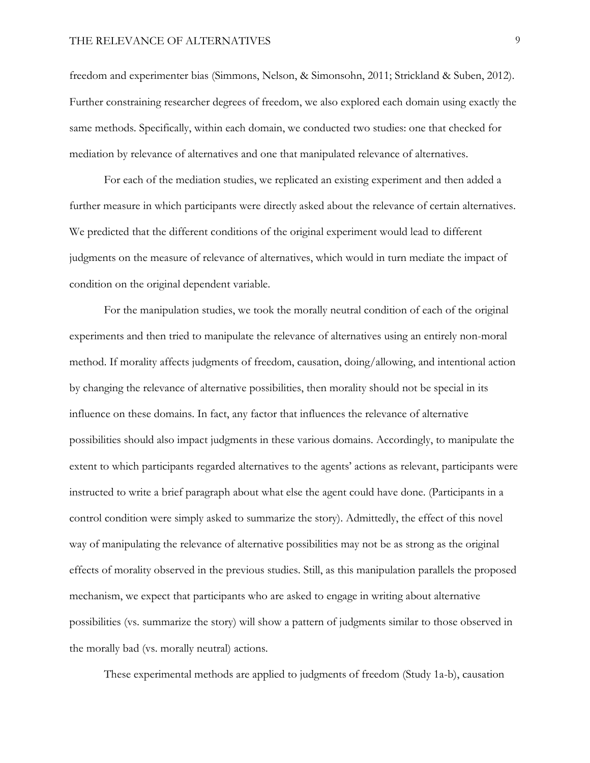freedom and experimenter bias (Simmons, Nelson, & Simonsohn, 2011; Strickland & Suben, 2012). Further constraining researcher degrees of freedom, we also explored each domain using exactly the same methods. Specifically, within each domain, we conducted two studies: one that checked for mediation by relevance of alternatives and one that manipulated relevance of alternatives.

For each of the mediation studies, we replicated an existing experiment and then added a further measure in which participants were directly asked about the relevance of certain alternatives. We predicted that the different conditions of the original experiment would lead to different judgments on the measure of relevance of alternatives, which would in turn mediate the impact of condition on the original dependent variable.

For the manipulation studies, we took the morally neutral condition of each of the original experiments and then tried to manipulate the relevance of alternatives using an entirely non-moral method. If morality affects judgments of freedom, causation, doing/allowing, and intentional action by changing the relevance of alternative possibilities, then morality should not be special in its influence on these domains. In fact, any factor that influences the relevance of alternative possibilities should also impact judgments in these various domains. Accordingly, to manipulate the extent to which participants regarded alternatives to the agents' actions as relevant, participants were instructed to write a brief paragraph about what else the agent could have done. (Participants in a control condition were simply asked to summarize the story). Admittedly, the effect of this novel way of manipulating the relevance of alternative possibilities may not be as strong as the original effects of morality observed in the previous studies. Still, as this manipulation parallels the proposed mechanism, we expect that participants who are asked to engage in writing about alternative possibilities (vs. summarize the story) will show a pattern of judgments similar to those observed in the morally bad (vs. morally neutral) actions.

These experimental methods are applied to judgments of freedom (Study 1a-b), causation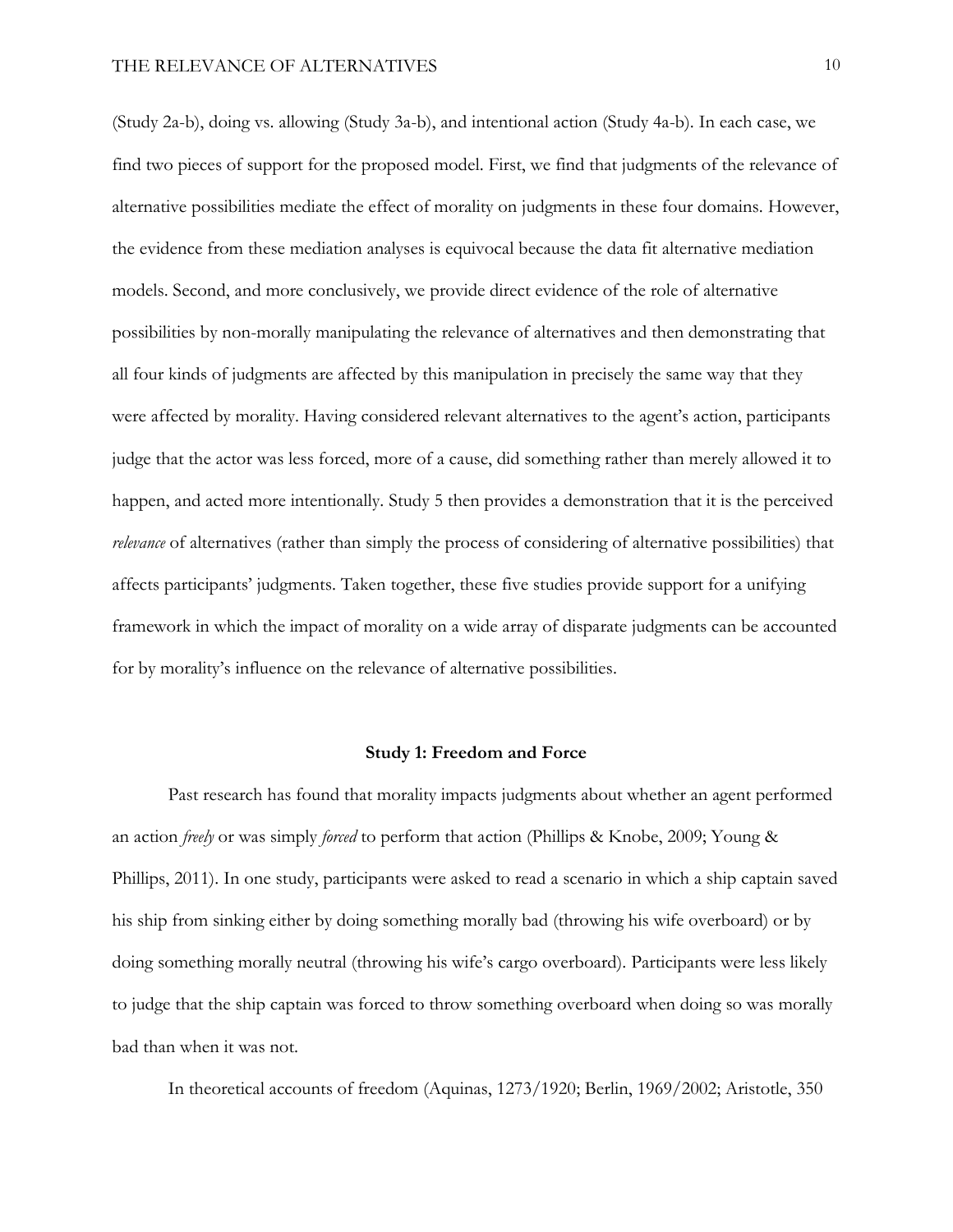(Study 2a-b), doing vs. allowing (Study 3a-b), and intentional action (Study 4a-b). In each case, we find two pieces of support for the proposed model. First, we find that judgments of the relevance of alternative possibilities mediate the effect of morality on judgments in these four domains. However, the evidence from these mediation analyses is equivocal because the data fit alternative mediation models. Second, and more conclusively, we provide direct evidence of the role of alternative possibilities by non-morally manipulating the relevance of alternatives and then demonstrating that all four kinds of judgments are affected by this manipulation in precisely the same way that they were affected by morality. Having considered relevant alternatives to the agent's action, participants judge that the actor was less forced, more of a cause, did something rather than merely allowed it to happen, and acted more intentionally. Study 5 then provides a demonstration that it is the perceived *relevance* of alternatives (rather than simply the process of considering of alternative possibilities) that affects participants' judgments. Taken together, these five studies provide support for a unifying framework in which the impact of morality on a wide array of disparate judgments can be accounted for by morality's influence on the relevance of alternative possibilities.

## Study 1: Freedom and Force

Past research has found that morality impacts judgments about whether an agent performed an action *freely* or was simply *forced* to perform that action (Phillips & Knobe, 2009; Young & Phillips, 2011). In one study, participants were asked to read a scenario in which a ship captain saved his ship from sinking either by doing something morally bad (throwing his wife overboard) or by doing something morally neutral (throwing his wife's cargo overboard). Participants were less likely to judge that the ship captain was forced to throw something overboard when doing so was morally bad than when it was not.

In theoretical accounts of freedom (Aquinas, 1273/1920; Berlin, 1969/2002; Aristotle, 350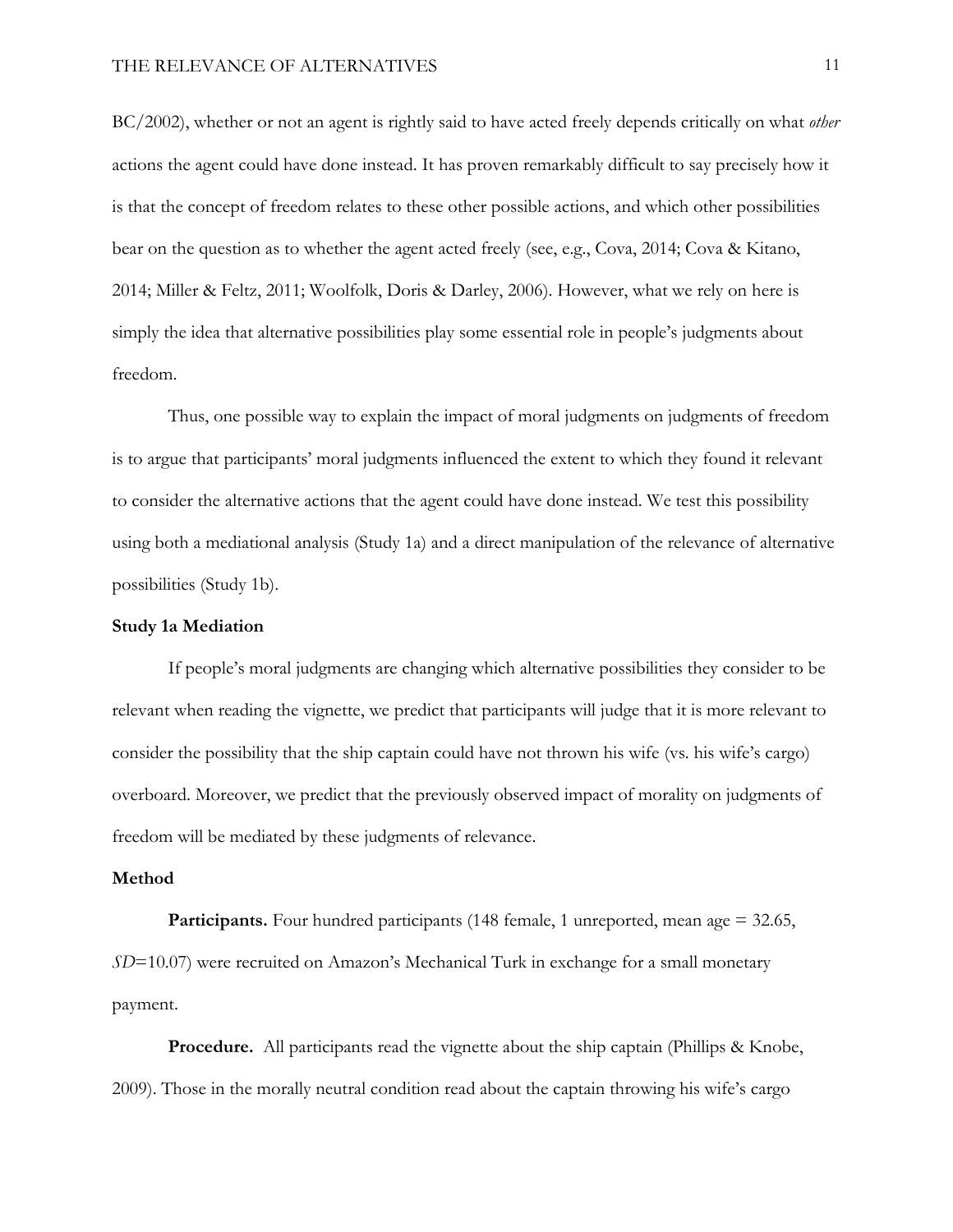BC/2002), whether or not an agent is rightly said to have acted freely depends critically on what *other* actions the agent could have done instead. It has proven remarkably difficult to say precisely how it is that the concept of freedom relates to these other possible actions, and which other possibilities bear on the question as to whether the agent acted freely (see, e.g., Cova, 2014; Cova & Kitano, 2014; Miller & Feltz, 2011; Woolfolk, Doris & Darley, 2006). However, what we rely on here is simply the idea that alternative possibilities play some essential role in people's judgments about freedom.

Thus, one possible way to explain the impact of moral judgments on judgments of freedom is to argue that participants' moral judgments influenced the extent to which they found it relevant to consider the alternative actions that the agent could have done instead. We test this possibility using both a mediational analysis (Study 1a) and a direct manipulation of the relevance of alternative possibilities (Study 1b).

**Study 1a Mediation**

If people's moral judgments are changing which alternative possibilities they consider to be relevant when reading the vignette, we predict that participants will judge that it is more relevant to consider the possibility that the ship captain could have not thrown his wife (vs. his wife's cargo) overboard. Moreover, we predict that the previously observed impact of morality on judgments of freedom will be mediated by these judgments of relevance.

**Method**

**Participants.** Four hundred participants (148 female, 1 unreported, mean age = 32.65, *SD*=10.07) were recruited on Amazon's Mechanical Turk in exchange for a small monetary payment.

**Procedure.** All participants read the vignette about the ship captain (Phillips & Knobe, 2009). Those in the morally neutral condition read about the captain throwing his wife's cargo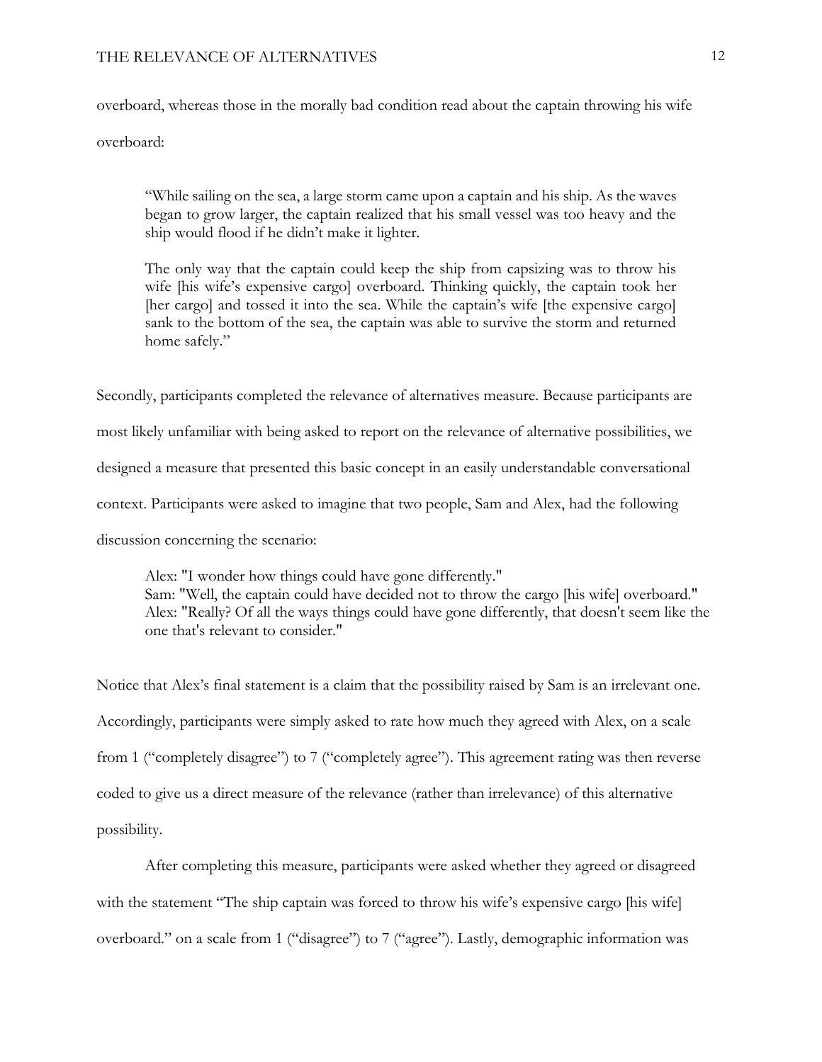overboard, whereas those in the morally bad condition read about the captain throwing his wife overboard:

> "While sailing on the sea, a large storm came upon a captain and his ship. As the waves began to grow larger, the captain realized that his small vessel was too heavy and the ship would flood if he didn't make it lighter.
>
> The only way that the captain could keep the ship from capsizing was to throw his wife [his wife's expensive cargo] overboard. Thinking quickly, the captain took her [her cargo] and tossed it into the sea. While the captain's wife [the expensive cargo] sank to the bottom of the sea, the captain was able to survive the storm and returned home safely."

Secondly, participants completed the relevance of alternatives measure. Because participants are most likely unfamiliar with being asked to report on the relevance of alternative possibilities, we designed a measure that presented this basic concept in an easily understandable conversational context. Participants were asked to imagine that two people, Sam and Alex, had the following discussion concerning the scenario:

> Alex: "I wonder how things could have gone differently."
> Sam: "Well, the captain could have decided not to throw the cargo [his wife] overboard."
> Alex: "Really? Of all the ways things could have gone differently, that doesn't seem like the one that's relevant to consider."

Notice that Alex's final statement is a claim that the possibility raised by Sam is an irrelevant one. Accordingly, participants were simply asked to rate how much they agreed with Alex, on a scale from 1 ("completely disagree") to 7 ("completely agree"). This agreement rating was then reverse coded to give us a direct measure of the relevance (rather than irrelevance) of this alternative possibility.

After completing this measure, participants were asked whether they agreed or disagreed with the statement "The ship captain was forced to throw his wife's expensive cargo [his wife] overboard." on a scale from 1 ("disagree") to 7 ("agree"). Lastly, demographic information was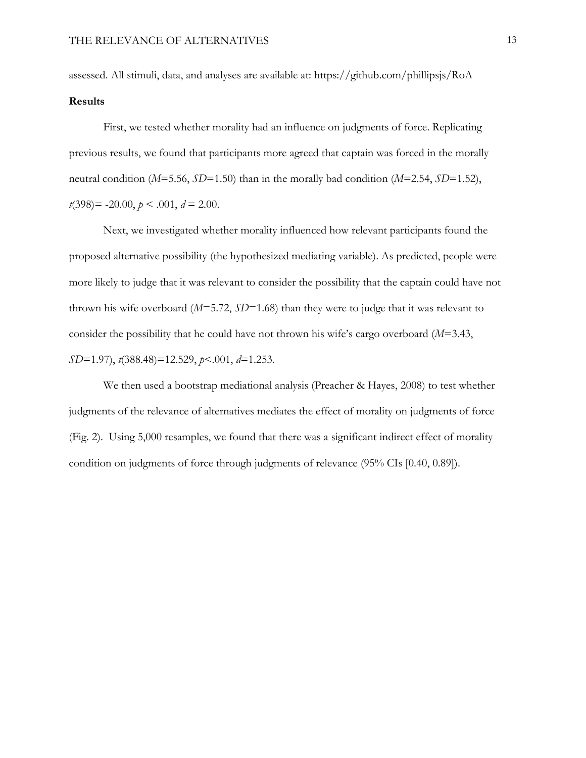assessed. All stimuli, data, and analyses are available at: https://github.com/phillipsjs/RoA

**Results**

First, we tested whether morality had an influence on judgments of force. Replicating previous results, we found that participants more agreed that captain was forced in the morally neutral condition ($M$=5.56, $SD$=1.50) than in the morally bad condition ($M$=2.54, $SD$=1.52), $t(398)$= -20.00, $p$ < .001, $d$ = 2.00.

Next, we investigated whether morality influenced how relevant participants found the proposed alternative possibility (the hypothesized mediating variable). As predicted, people were more likely to judge that it was relevant to consider the possibility that the captain could have not thrown his wife overboard ($M$=5.72, $SD$=1.68) than they were to judge that it was relevant to consider the possibility that he could have not thrown his wife's cargo overboard ($M$=3.43, $SD$=1.97), $t(388.48)$=12.529, $p$<.001, $d$=1.253.

We then used a bootstrap mediational analysis (Preacher & Hayes, 2008) to test whether judgments of the relevance of alternatives mediates the effect of morality on judgments of force (Fig. 2). Using 5,000 resamples, we found that there was a significant indirect effect of morality condition on judgments of force through judgments of relevance (95% CIs [0.40, 0.89]).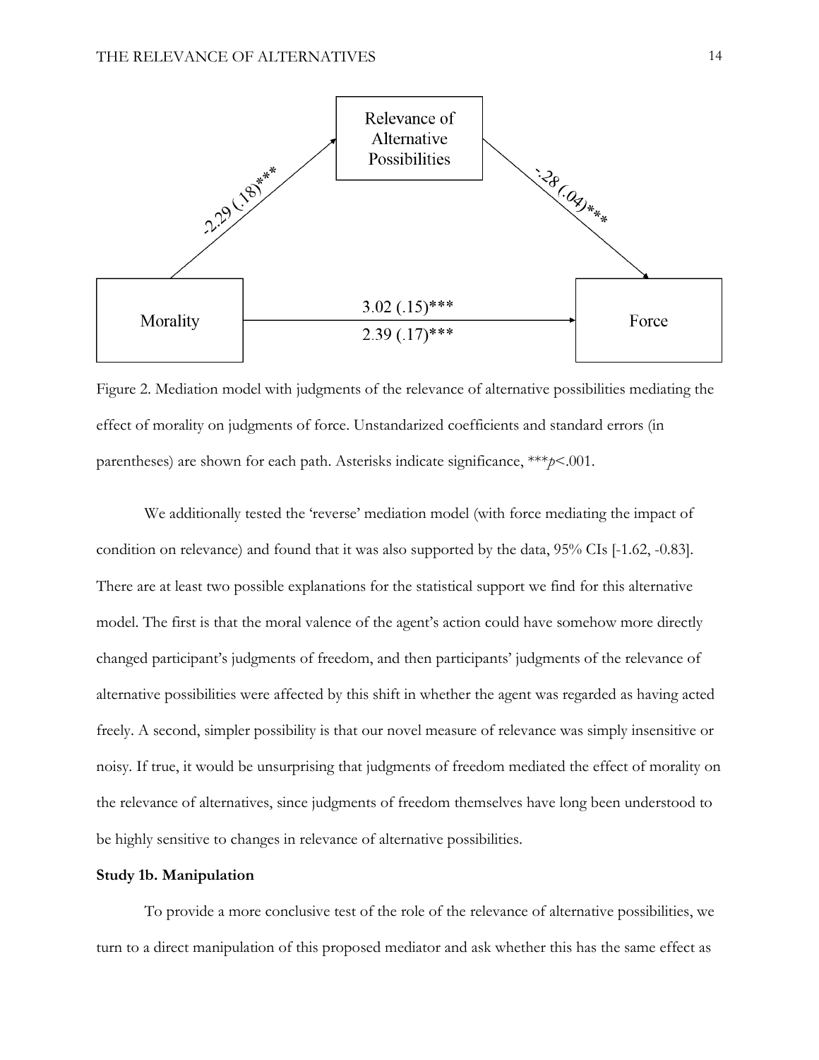Relevance of Alternative Possibilities

Morality

Force

-2.29 (.18)***

-.28 (.04)***

3.02 (.15)***

2.39 (.17)***

Figure 2. Mediation model with judgments of the relevance of alternative possibilities mediating the effect of morality on judgments of force. Unstandarized coefficients and standard errors (in parentheses) are shown for each path. Asterisks indicate significance, ***$p$<.001.

We additionally tested the 'reverse' mediation model (with force mediating the impact of condition on relevance) and found that it was also supported by the data, 95% CIs [-1.62, -0.83]. There are at least two possible explanations for the statistical support we find for this alternative model. The first is that the moral valence of the agent's action could have somehow more directly changed participant's judgments of freedom, and then participants' judgments of the relevance of alternative possibilities were affected by this shift in whether the agent was regarded as having acted freely. A second, simpler possibility is that our novel measure of relevance was simply insensitive or noisy. If true, it would be unsurprising that judgments of freedom mediated the effect of morality on the relevance of alternatives, since judgments of freedom themselves have long been understood to be highly sensitive to changes in relevance of alternative possibilities.

**Study 1b. Manipulation**

To provide a more conclusive test of the role of the relevance of alternative possibilities, we turn to a direct manipulation of this proposed mediator and ask whether this has the same effect as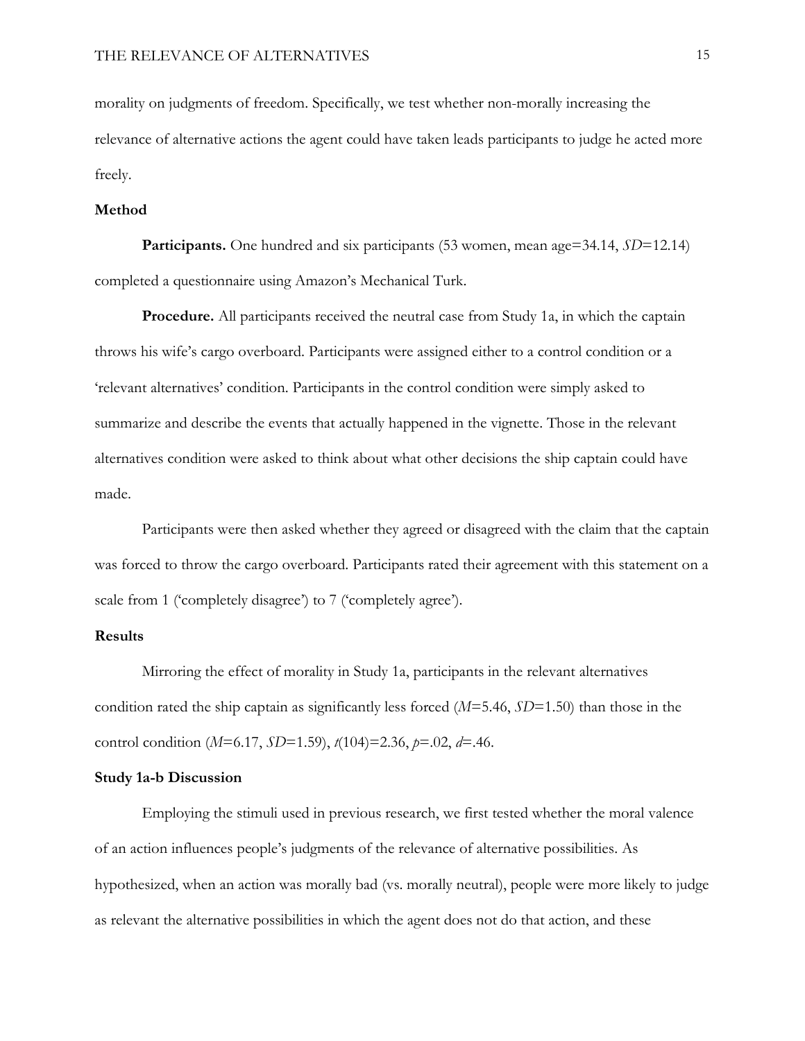morality on judgments of freedom. Specifically, we test whether non-morally increasing the relevance of alternative actions the agent could have taken leads participants to judge he acted more freely.

## Method

**Participants.** One hundred and six participants (53 women, mean age=34.14, *SD*=12.14) completed a questionnaire using Amazon's Mechanical Turk.

**Procedure.** All participants received the neutral case from Study 1a, in which the captain throws his wife's cargo overboard. Participants were assigned either to a control condition or a 'relevant alternatives' condition. Participants in the control condition were simply asked to summarize and describe the events that actually happened in the vignette. Those in the relevant alternatives condition were asked to think about what other decisions the ship captain could have made.

Participants were then asked whether they agreed or disagreed with the claim that the captain was forced to throw the cargo overboard. Participants rated their agreement with this statement on a scale from 1 ('completely disagree') to 7 ('completely agree').

## Results

Mirroring the effect of morality in Study 1a, participants in the relevant alternatives condition rated the ship captain as significantly less forced ($M$=5.46, $SD$=1.50) than those in the control condition ($M$=6.17, $SD$=1.59), $t(104)$=2.36, $p$=.02, $d$=.46.

## Study 1a-b Discussion

Employing the stimuli used in previous research, we first tested whether the moral valence of an action influences people's judgments of the relevance of alternative possibilities. As hypothesized, when an action was morally bad (vs. morally neutral), people were more likely to judge as relevant the alternative possibilities in which the agent does not do that action, and these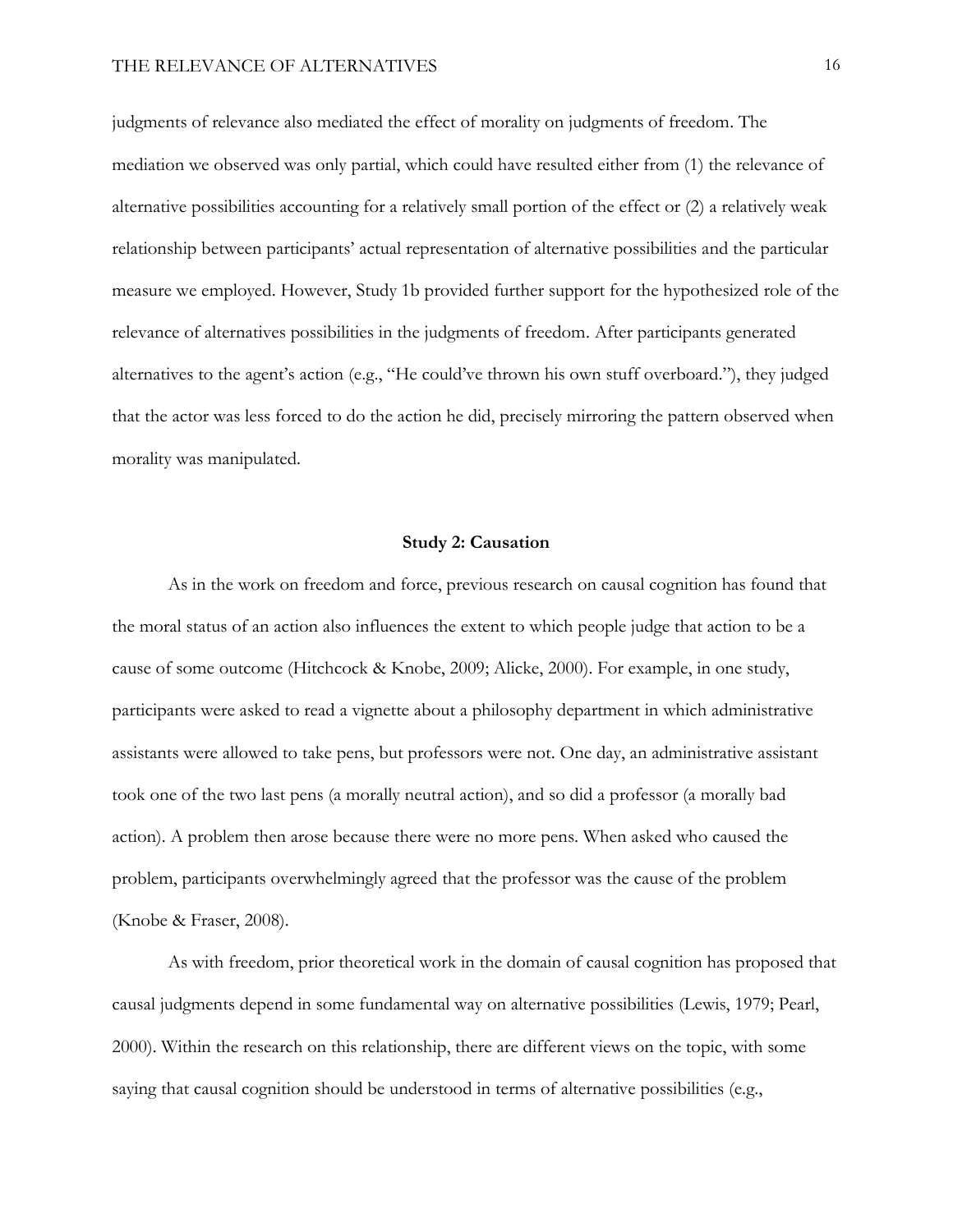judgments of relevance also mediated the effect of morality on judgments of freedom. The mediation we observed was only partial, which could have resulted either from (1) the relevance of alternative possibilities accounting for a relatively small portion of the effect or (2) a relatively weak relationship between participants' actual representation of alternative possibilities and the particular measure we employed. However, Study 1b provided further support for the hypothesized role of the relevance of alternatives possibilities in the judgments of freedom. After participants generated alternatives to the agent's action (e.g., "He could've thrown his own stuff overboard."), they judged that the actor was less forced to do the action he did, precisely mirroring the pattern observed when morality was manipulated.

## Study 2: Causation

As in the work on freedom and force, previous research on causal cognition has found that the moral status of an action also influences the extent to which people judge that action to be a cause of some outcome (Hitchcock & Knobe, 2009; Alicke, 2000). For example, in one study, participants were asked to read a vignette about a philosophy department in which administrative assistants were allowed to take pens, but professors were not. One day, an administrative assistant took one of the two last pens (a morally neutral action), and so did a professor (a morally bad action). A problem then arose because there were no more pens. When asked who caused the problem, participants overwhelmingly agreed that the professor was the cause of the problem (Knobe & Fraser, 2008).

As with freedom, prior theoretical work in the domain of causal cognition has proposed that causal judgments depend in some fundamental way on alternative possibilities (Lewis, 1979; Pearl, 2000). Within the research on this relationship, there are different views on the topic, with some saying that causal cognition should be understood in terms of alternative possibilities (e.g.,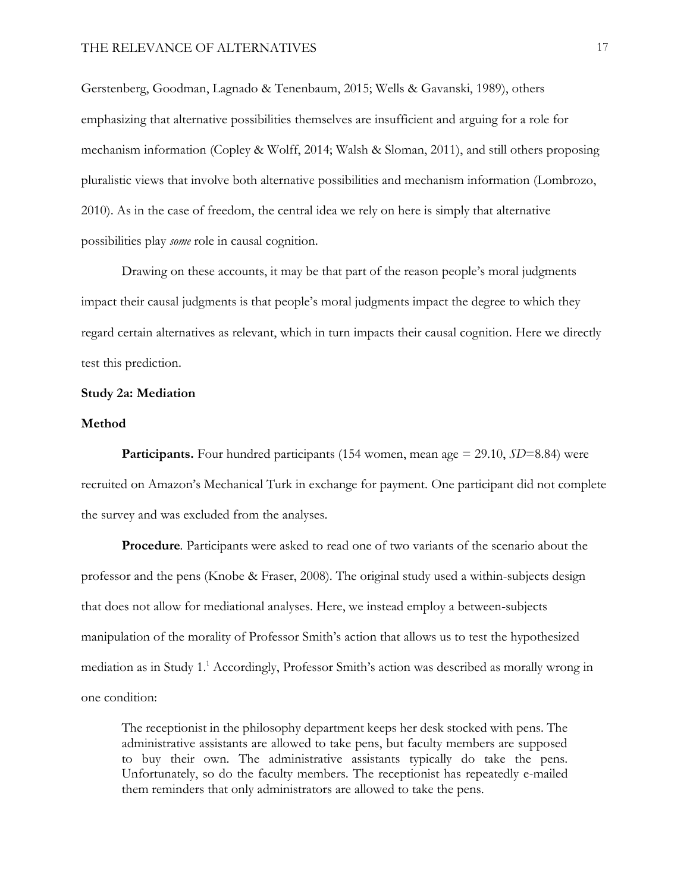Gerstenberg, Goodman, Lagnado & Tenenbaum, 2015; Wells & Gavanski, 1989), others emphasizing that alternative possibilities themselves are insufficient and arguing for a role for mechanism information (Copley & Wolff, 2014; Walsh & Sloman, 2011), and still others proposing pluralistic views that involve both alternative possibilities and mechanism information (Lombrozo, 2010). As in the case of freedom, the central idea we rely on here is simply that alternative possibilities play *some* role in causal cognition.

Drawing on these accounts, it may be that part of the reason people's moral judgments impact their causal judgments is that people's moral judgments impact the degree to which they regard certain alternatives as relevant, which in turn impacts their causal cognition. Here we directly test this prediction.

**Study 2a: Mediation**

**Method**

**Participants.** Four hundred participants (154 women, mean age = 29.10, *SD*=8.84) were recruited on Amazon's Mechanical Turk in exchange for payment. One participant did not complete the survey and was excluded from the analyses.

**Procedure**. Participants were asked to read one of two variants of the scenario about the professor and the pens (Knobe & Fraser, 2008). The original study used a within-subjects design that does not allow for mediational analyses. Here, we instead employ a between-subjects manipulation of the morality of Professor Smith's action that allows us to test the hypothesized mediation as in Study 1.[1] Accordingly, Professor Smith's action was described as morally wrong in one condition:

> The receptionist in the philosophy department keeps her desk stocked with pens. The administrative assistants are allowed to take pens, but faculty members are supposed to buy their own. The administrative assistants typically do take the pens. Unfortunately, so do the faculty members. The receptionist has repeatedly e-mailed them reminders that only administrators are allowed to take the pens.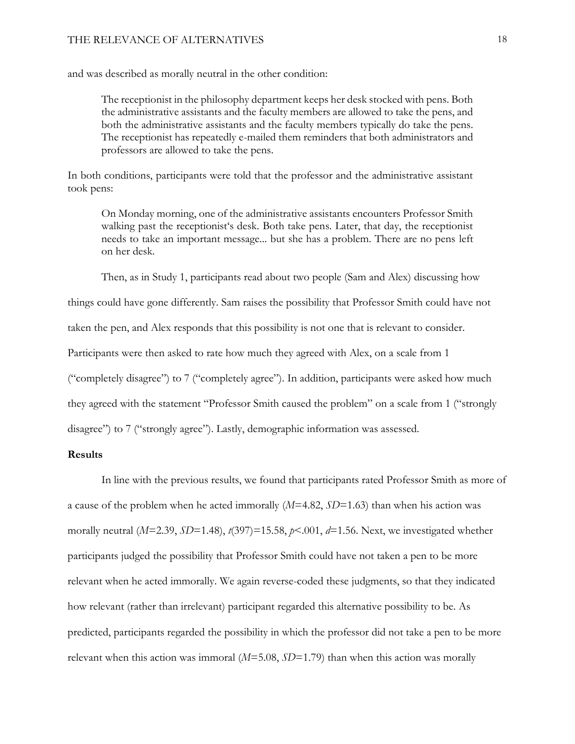and was described as morally neutral in the other condition:

> The receptionist in the philosophy department keeps her desk stocked with pens. Both the administrative assistants and the faculty members are allowed to take the pens, and both the administrative assistants and the faculty members typically do take the pens. The receptionist has repeatedly e-mailed them reminders that both administrators and professors are allowed to take the pens.

In both conditions, participants were told that the professor and the administrative assistant took pens:

> On Monday morning, one of the administrative assistants encounters Professor Smith walking past the receptionist's desk. Both take pens. Later, that day, the receptionist needs to take an important message... but she has a problem. There are no pens left on her desk.

Then, as in Study 1, participants read about two people (Sam and Alex) discussing how things could have gone differently. Sam raises the possibility that Professor Smith could have not taken the pen, and Alex responds that this possibility is not one that is relevant to consider. Participants were then asked to rate how much they agreed with Alex, on a scale from 1 ("completely disagree") to 7 ("completely agree"). In addition, participants were asked how much they agreed with the statement "Professor Smith caused the problem" on a scale from 1 ("strongly disagree") to 7 ("strongly agree"). Lastly, demographic information was assessed.

**Results**

In line with the previous results, we found that participants rated Professor Smith as more of a cause of the problem when he acted immorally ($M$=4.82, $SD$=1.63) than when his action was morally neutral ($M$=2.39, $SD$=1.48), $t(397)=15.58$, $p<.001$, $d$=1.56. Next, we investigated whether participants judged the possibility that Professor Smith could have not taken a pen to be more relevant when he acted immorally. We again reverse-coded these judgments, so that they indicated how relevant (rather than irrelevant) participant regarded this alternative possibility to be. As predicted, participants regarded the possibility in which the professor did not take a pen to be more relevant when this action was immoral ($M$=5.08, $SD$=1.79) than when this action was morally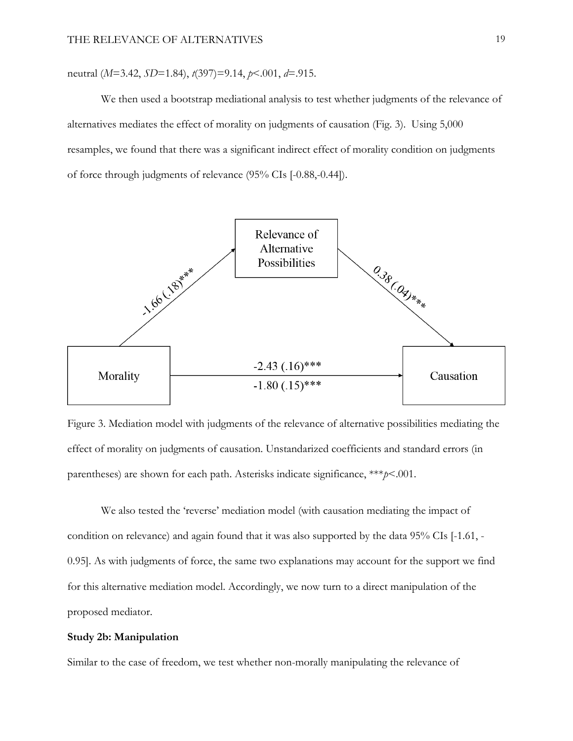neutral ($M$=3.42, $SD$=1.84), $t(397)=9.14$, $p<.001$, $d=.915$.

We then used a bootstrap mediational analysis to test whether judgments of the relevance of alternatives mediates the effect of morality on judgments of causation (Fig. 3). Using 5,000 resamples, we found that there was a significant indirect effect of morality condition on judgments of force through judgments of relevance (95% CIs [-0.88,-0.44]).

Relevance of Alternative Possibilities

-1.66 (.18)***

0.38 (.04)***

Morality

-2.43 (.16)***

-1.80 (.15)***

Causation

Figure 3. Mediation model with judgments of the relevance of alternative possibilities mediating the effect of morality on judgments of causation. Unstandarized coefficients and standard errors (in parentheses) are shown for each path. Asterisks indicate significance, ***$p<.001$.

We also tested the 'reverse' mediation model (with causation mediating the impact of condition on relevance) and again found that it was also supported by the data 95% CIs [-1.61, -0.95]. As with judgments of force, the same two explanations may account for the support we find for this alternative mediation model. Accordingly, we now turn to a direct manipulation of the proposed mediator.

**Study 2b: Manipulation**

Similar to the case of freedom, we test whether non-morally manipulating the relevance of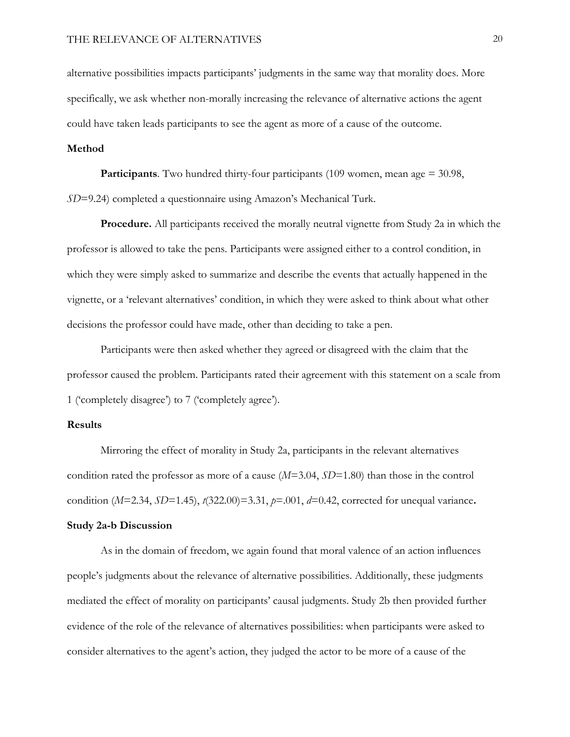alternative possibilities impacts participants' judgments in the same way that morality does. More specifically, we ask whether non-morally increasing the relevance of alternative actions the agent could have taken leads participants to see the agent as more of a cause of the outcome.

## Method

**Participants**. Two hundred thirty-four participants (109 women, mean age = 30.98, *SD*=9.24) completed a questionnaire using Amazon's Mechanical Turk.

**Procedure.** All participants received the morally neutral vignette from Study 2a in which the professor is allowed to take the pens. Participants were assigned either to a control condition, in which they were simply asked to summarize and describe the events that actually happened in the vignette, or a 'relevant alternatives' condition, in which they were asked to think about what other decisions the professor could have made, other than deciding to take a pen.

Participants were then asked whether they agreed or disagreed with the claim that the professor caused the problem. Participants rated their agreement with this statement on a scale from 1 ('completely disagree') to 7 ('completely agree').

## Results

Mirroring the effect of morality in Study 2a, participants in the relevant alternatives condition rated the professor as more of a cause ($M$=3.04, $SD$=1.80) than those in the control condition ($M$=2.34, $SD$=1.45), $t(322.00)$=3.31, $p$=.001, $d$=0.42, corrected for unequal variance**.**

## Study 2a-b Discussion

As in the domain of freedom, we again found that moral valence of an action influences people's judgments about the relevance of alternative possibilities. Additionally, these judgments mediated the effect of morality on participants' causal judgments. Study 2b then provided further evidence of the role of the relevance of alternatives possibilities: when participants were asked to consider alternatives to the agent's action, they judged the actor to be more of a cause of the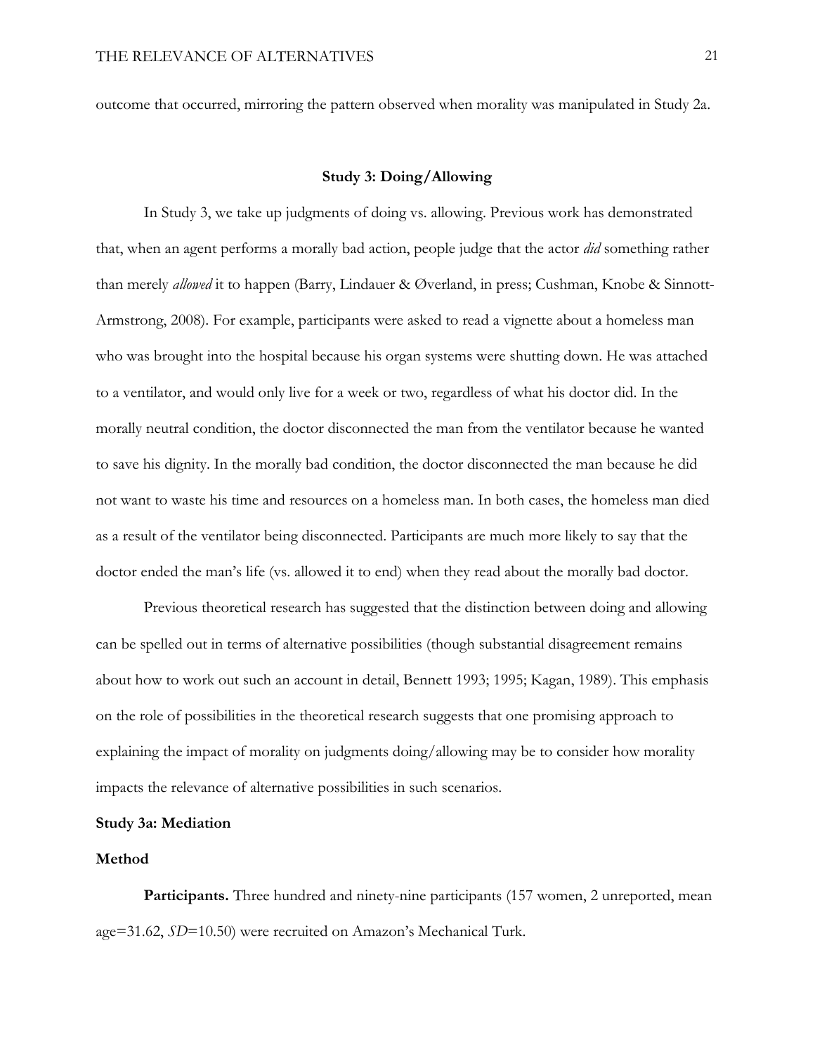outcome that occurred, mirroring the pattern observed when morality was manipulated in Study 2a.

## Study 3: Doing/Allowing

In Study 3, we take up judgments of doing vs. allowing. Previous work has demonstrated that, when an agent performs a morally bad action, people judge that the actor *did* something rather than merely *allowed* it to happen (Barry, Lindauer & Øverland, in press; Cushman, Knobe & Sinnott-Armstrong, 2008). For example, participants were asked to read a vignette about a homeless man who was brought into the hospital because his organ systems were shutting down. He was attached to a ventilator, and would only live for a week or two, regardless of what his doctor did. In the morally neutral condition, the doctor disconnected the man from the ventilator because he wanted to save his dignity. In the morally bad condition, the doctor disconnected the man because he did not want to waste his time and resources on a homeless man. In both cases, the homeless man died as a result of the ventilator being disconnected. Participants are much more likely to say that the doctor ended the man's life (vs. allowed it to end) when they read about the morally bad doctor.

Previous theoretical research has suggested that the distinction between doing and allowing can be spelled out in terms of alternative possibilities (though substantial disagreement remains about how to work out such an account in detail, Bennett 1993; 1995; Kagan, 1989). This emphasis on the role of possibilities in the theoretical research suggests that one promising approach to explaining the impact of morality on judgments doing/allowing may be to consider how morality impacts the relevance of alternative possibilities in such scenarios.

### Study 3a: Mediation

### Method

**Participants.** Three hundred and ninety-nine participants (157 women, 2 unreported, mean age=31.62, *SD*=10.50) were recruited on Amazon's Mechanical Turk.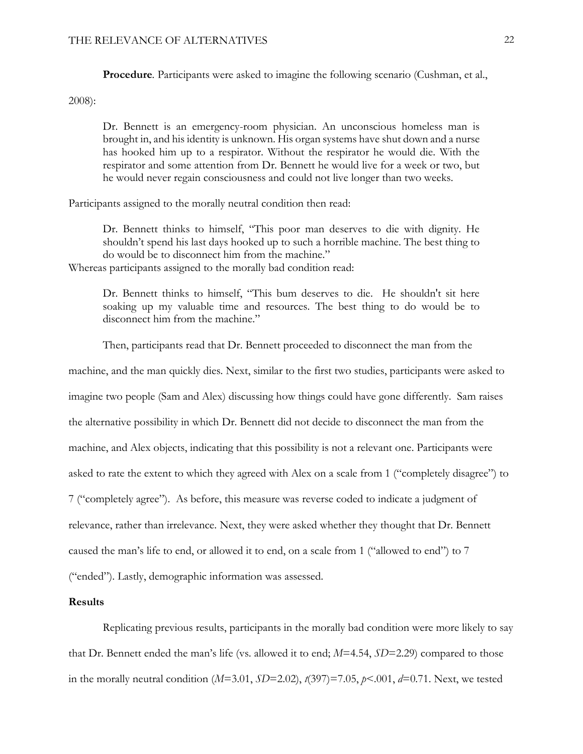**Procedure**. Participants were asked to imagine the following scenario (Cushman, et al., 2008):

> Dr. Bennett is an emergency-room physician. An unconscious homeless man is brought in, and his identity is unknown. His organ systems have shut down and a nurse has hooked him up to a respirator. Without the respirator he would die. With the respirator and some attention from Dr. Bennett he would live for a week or two, but he would never regain consciousness and could not live longer than two weeks.

Participants assigned to the morally neutral condition then read:

> Dr. Bennett thinks to himself, "This poor man deserves to die with dignity. He shouldn't spend his last days hooked up to such a horrible machine. The best thing to do would be to disconnect him from the machine."

Whereas participants assigned to the morally bad condition read:

> Dr. Bennett thinks to himself, "This bum deserves to die. He shouldn't sit here soaking up my valuable time and resources. The best thing to do would be to disconnect him from the machine."

Then, participants read that Dr. Bennett proceeded to disconnect the man from the machine, and the man quickly dies. Next, similar to the first two studies, participants were asked to imagine two people (Sam and Alex) discussing how things could have gone differently. Sam raises the alternative possibility in which Dr. Bennett did not decide to disconnect the man from the machine, and Alex objects, indicating that this possibility is not a relevant one. Participants were asked to rate the extent to which they agreed with Alex on a scale from 1 ("completely disagree") to 7 ("completely agree"). As before, this measure was reverse coded to indicate a judgment of relevance, rather than irrelevance. Next, they were asked whether they thought that Dr. Bennett caused the man's life to end, or allowed it to end, on a scale from 1 ("allowed to end") to 7 ("ended"). Lastly, demographic information was assessed.

## Results

Replicating previous results, participants in the morally bad condition were more likely to say that Dr. Bennett ended the man's life (vs. allowed it to end; $M$=4.54, $SD$=2.29) compared to those in the morally neutral condition ($M$=3.01, $SD$=2.02), $t(397)$=7.05, $p$<.001, $d$=0.71. Next, we tested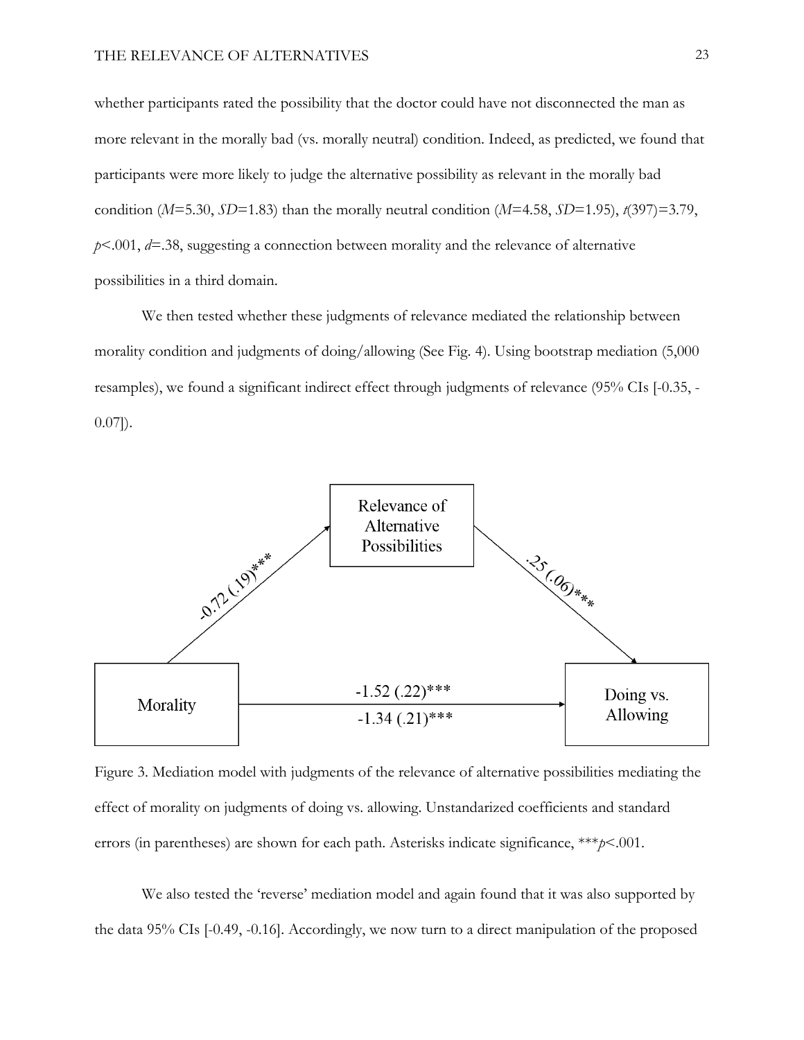whether participants rated the possibility that the doctor could have not disconnected the man as more relevant in the morally bad (vs. morally neutral) condition. Indeed, as predicted, we found that participants were more likely to judge the alternative possibility as relevant in the morally bad condition ($M$=5.30, $SD$=1.83) than the morally neutral condition ($M$=4.58, $SD$=1.95), $t(397)=3.79$, $p<.001$, $d=.38$, suggesting a connection between morality and the relevance of alternative possibilities in a third domain.

We then tested whether these judgments of relevance mediated the relationship between morality condition and judgments of doing/allowing (See Fig. 4). Using bootstrap mediation (5,000 resamples), we found a significant indirect effect through judgments of relevance (95% CIs [-0.35, -0.07]).

Relevance of Alternative Possibilities

-0.72 (.19)***

.25 (.06)***

Morality

-1.52 (.22)***

-1.34 (.21)***

Doing vs. Allowing

Figure 3. Mediation model with judgments of the relevance of alternative possibilities mediating the effect of morality on judgments of doing vs. allowing. Unstandarized coefficients and standard errors (in parentheses) are shown for each path. Asterisks indicate significance, ***$p<.001$.

We also tested the 'reverse' mediation model and again found that it was also supported by the data 95% CIs [-0.49, -0.16]. Accordingly, we now turn to a direct manipulation of the proposed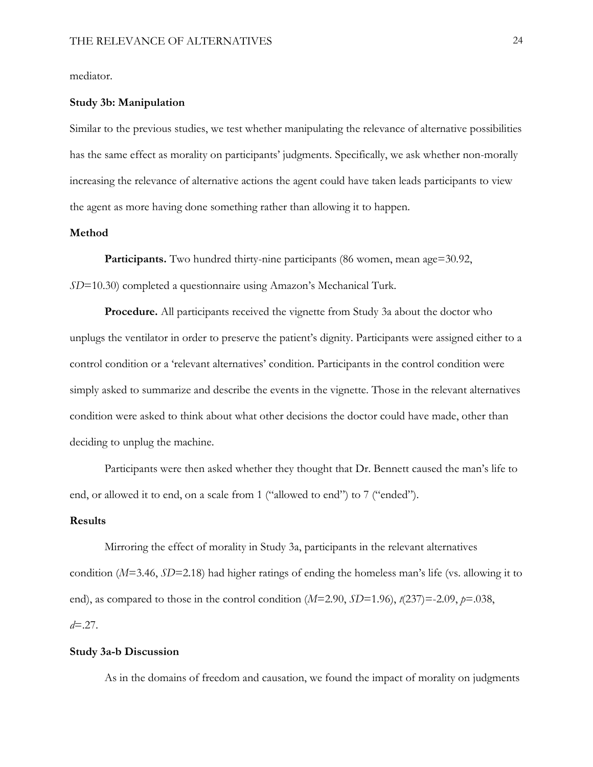mediator.

### Study 3b: Manipulation

Similar to the previous studies, we test whether manipulating the relevance of alternative possibilities has the same effect as morality on participants' judgments. Specifically, we ask whether non-morally increasing the relevance of alternative actions the agent could have taken leads participants to view the agent as more having done something rather than allowing it to happen.

### Method

**Participants.** Two hundred thirty-nine participants (86 women, mean age=30.92, *SD*=10.30) completed a questionnaire using Amazon's Mechanical Turk.

**Procedure.** All participants received the vignette from Study 3a about the doctor who unplugs the ventilator in order to preserve the patient's dignity. Participants were assigned either to a control condition or a 'relevant alternatives' condition. Participants in the control condition were simply asked to summarize and describe the events in the vignette. Those in the relevant alternatives condition were asked to think about what other decisions the doctor could have made, other than deciding to unplug the machine.

Participants were then asked whether they thought that Dr. Bennett caused the man's life to end, or allowed it to end, on a scale from 1 ("allowed to end") to 7 ("ended").

### Results

Mirroring the effect of morality in Study 3a, participants in the relevant alternatives condition ($M$=3.46, $SD$=2.18) had higher ratings of ending the homeless man's life (vs. allowing it to end), as compared to those in the control condition ($M$=2.90, $SD$=1.96), $t(237)$=-2.09, $p$=.038, $d$=.27.

### Study 3a-b Discussion

As in the domains of freedom and causation, we found the impact of morality on judgments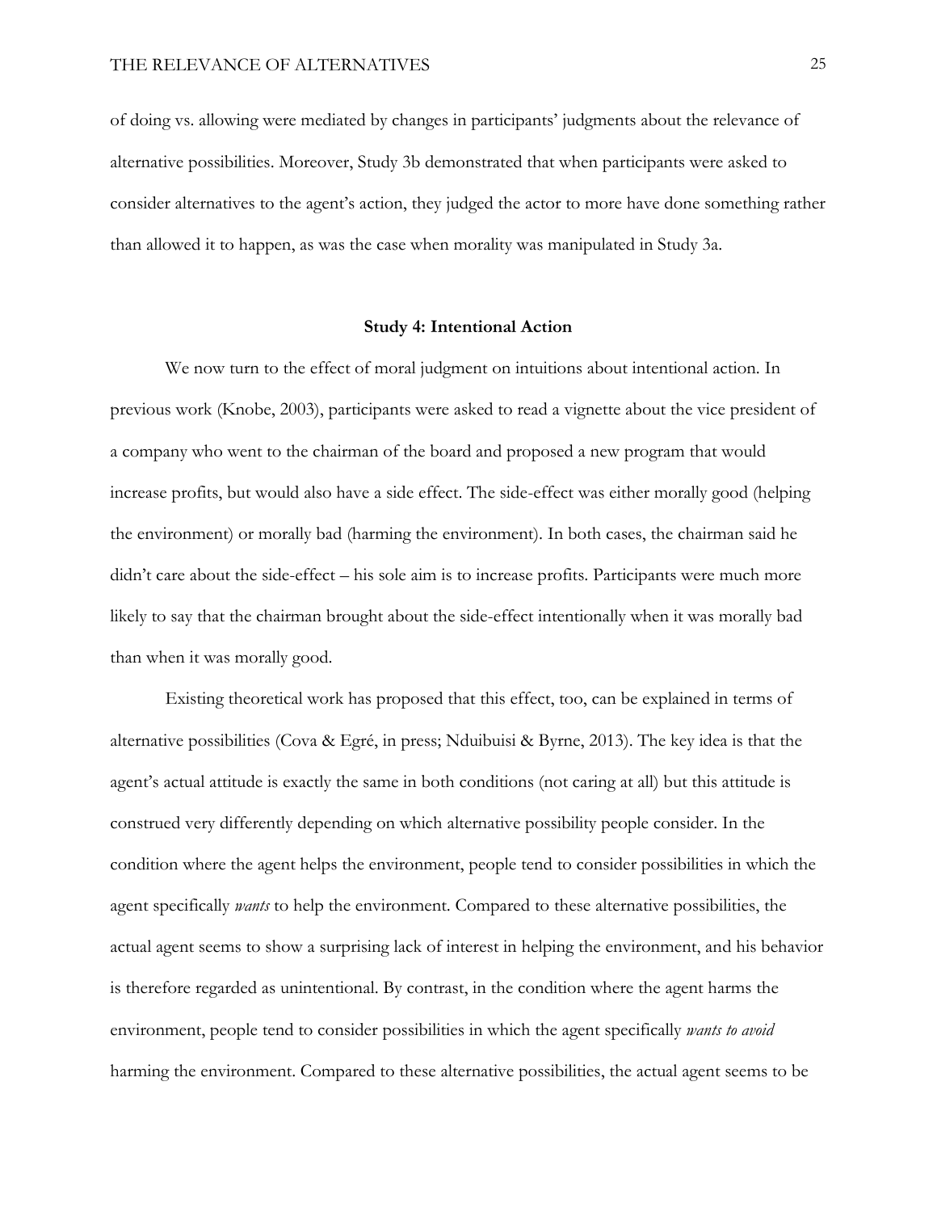of doing vs. allowing were mediated by changes in participants' judgments about the relevance of alternative possibilities. Moreover, Study 3b demonstrated that when participants were asked to consider alternatives to the agent's action, they judged the actor to more have done something rather than allowed it to happen, as was the case when morality was manipulated in Study 3a.

## Study 4: Intentional Action

We now turn to the effect of moral judgment on intuitions about intentional action. In previous work (Knobe, 2003), participants were asked to read a vignette about the vice president of a company who went to the chairman of the board and proposed a new program that would increase profits, but would also have a side effect. The side-effect was either morally good (helping the environment) or morally bad (harming the environment). In both cases, the chairman said he didn't care about the side-effect – his sole aim is to increase profits. Participants were much more likely to say that the chairman brought about the side-effect intentionally when it was morally bad than when it was morally good.

Existing theoretical work has proposed that this effect, too, can be explained in terms of alternative possibilities (Cova & Egré, in press; Nduibuisi & Byrne, 2013). The key idea is that the agent's actual attitude is exactly the same in both conditions (not caring at all) but this attitude is construed very differently depending on which alternative possibility people consider. In the condition where the agent helps the environment, people tend to consider possibilities in which the agent specifically *wants* to help the environment. Compared to these alternative possibilities, the actual agent seems to show a surprising lack of interest in helping the environment, and his behavior is therefore regarded as unintentional. By contrast, in the condition where the agent harms the environment, people tend to consider possibilities in which the agent specifically *wants to avoid* harming the environment. Compared to these alternative possibilities, the actual agent seems to be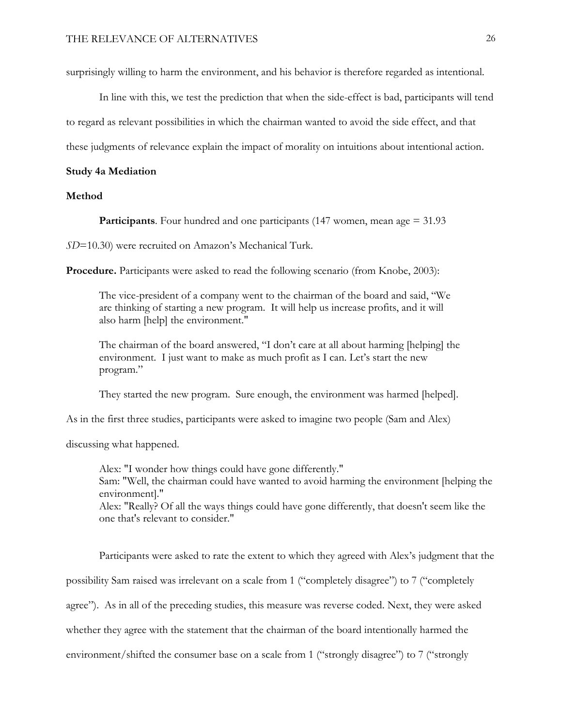surprisingly willing to harm the environment, and his behavior is therefore regarded as intentional.

In line with this, we test the prediction that when the side-effect is bad, participants will tend to regard as relevant possibilities in which the chairman wanted to avoid the side effect, and that these judgments of relevance explain the impact of morality on intuitions about intentional action.

**Study 4a Mediation**

**Method**

**Participants**. Four hundred and one participants (147 women, mean age = 31.93 *SD*=10.30) were recruited on Amazon's Mechanical Turk.

**Procedure.** Participants were asked to read the following scenario (from Knobe, 2003):

> The vice-president of a company went to the chairman of the board and said, "We are thinking of starting a new program. It will help us increase profits, and it will also harm [help] the environment."
>
> The chairman of the board answered, "I don't care at all about harming [helping] the environment. I just want to make as much profit as I can. Let's start the new program."
>
> They started the new program. Sure enough, the environment was harmed [helped].

As in the first three studies, participants were asked to imagine two people (Sam and Alex) discussing what happened.

> Alex: "I wonder how things could have gone differently."
> Sam: "Well, the chairman could have wanted to avoid harming the environment [helping the environment]."
> Alex: "Really? Of all the ways things could have gone differently, that doesn't seem like the one that's relevant to consider."

Participants were asked to rate the extent to which they agreed with Alex's judgment that the possibility Sam raised was irrelevant on a scale from 1 ("completely disagree") to 7 ("completely agree"). As in all of the preceding studies, this measure was reverse coded. Next, they were asked whether they agree with the statement that the chairman of the board intentionally harmed the environment/shifted the consumer base on a scale from 1 ("strongly disagree") to 7 ("strongly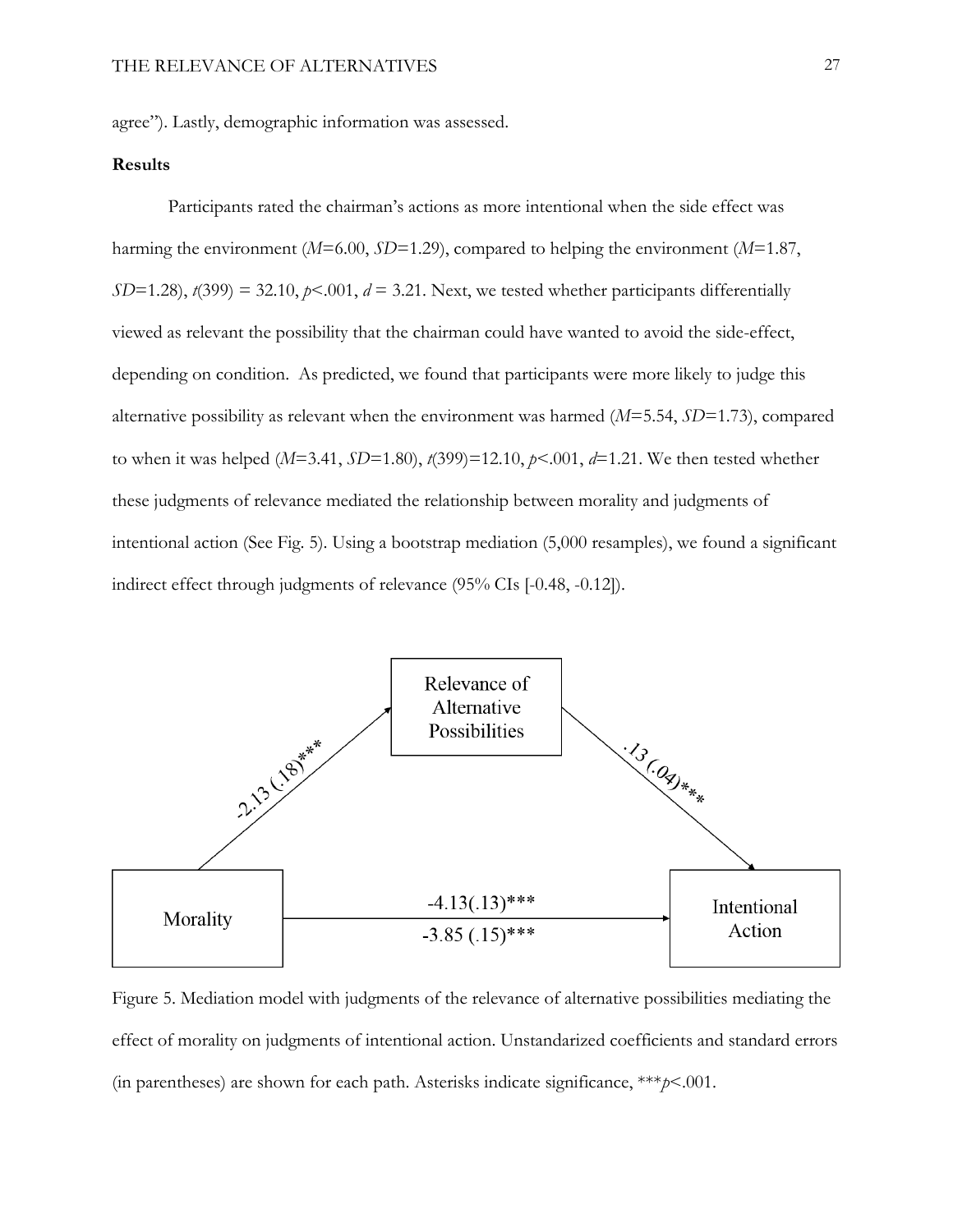agree"). Lastly, demographic information was assessed.

**Results**

Participants rated the chairman's actions as more intentional when the side effect was harming the environment ($M$=6.00, $SD$=1.29), compared to helping the environment ($M$=1.87, $SD$=1.28), $t(399)$ = 32.10, $p$<.001, $d$ = 3.21. Next, we tested whether participants differentially viewed as relevant the possibility that the chairman could have wanted to avoid the side-effect, depending on condition. As predicted, we found that participants were more likely to judge this alternative possibility as relevant when the environment was harmed ($M$=5.54, $SD$=1.73), compared to when it was helped ($M$=3.41, $SD$=1.80), $t(399)$=12.10, $p$<.001, $d$=1.21. We then tested whether these judgments of relevance mediated the relationship between morality and judgments of intentional action (See Fig. 5). Using a bootstrap mediation (5,000 resamples), we found a significant indirect effect through judgments of relevance (95% CIs [-0.48, -0.12]).

Relevance of Alternative Possibilities

-2.13 (.18)***

.13 (.04)***

Morality

-4.13(.13)***

-3.85 (.15)***

Intentional Action

Figure 5. Mediation model with judgments of the relevance of alternative possibilities mediating the effect of morality on judgments of intentional action. Unstandarized coefficients and standard errors (in parentheses) are shown for each path. Asterisks indicate significance, ***$p$<.001.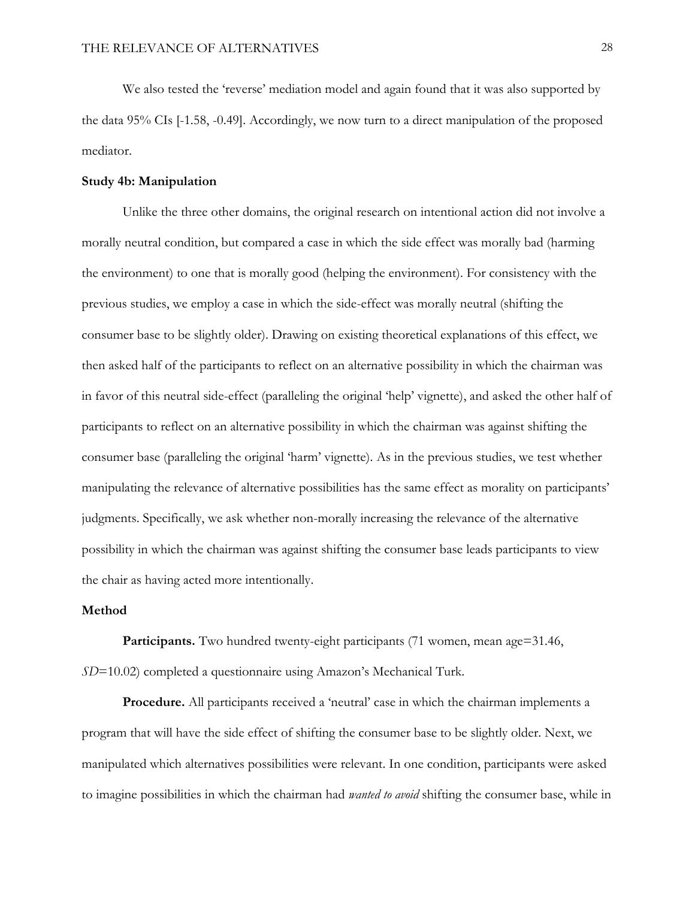We also tested the 'reverse' mediation model and again found that it was also supported by the data 95% CIs [-1.58, -0.49]. Accordingly, we now turn to a direct manipulation of the proposed mediator.

**Study 4b: Manipulation**

Unlike the three other domains, the original research on intentional action did not involve a morally neutral condition, but compared a case in which the side effect was morally bad (harming the environment) to one that is morally good (helping the environment). For consistency with the previous studies, we employ a case in which the side-effect was morally neutral (shifting the consumer base to be slightly older). Drawing on existing theoretical explanations of this effect, we then asked half of the participants to reflect on an alternative possibility in which the chairman was in favor of this neutral side-effect (paralleling the original 'help' vignette), and asked the other half of participants to reflect on an alternative possibility in which the chairman was against shifting the consumer base (paralleling the original 'harm' vignette). As in the previous studies, we test whether manipulating the relevance of alternative possibilities has the same effect as morality on participants' judgments. Specifically, we ask whether non-morally increasing the relevance of the alternative possibility in which the chairman was against shifting the consumer base leads participants to view the chair as having acted more intentionally.

**Method**

**Participants.** Two hundred twenty-eight participants (71 women, mean age=31.46, *SD*=10.02) completed a questionnaire using Amazon's Mechanical Turk.

**Procedure.** All participants received a 'neutral' case in which the chairman implements a program that will have the side effect of shifting the consumer base to be slightly older. Next, we manipulated which alternatives possibilities were relevant. In one condition, participants were asked to imagine possibilities in which the chairman had *wanted to avoid* shifting the consumer base, while in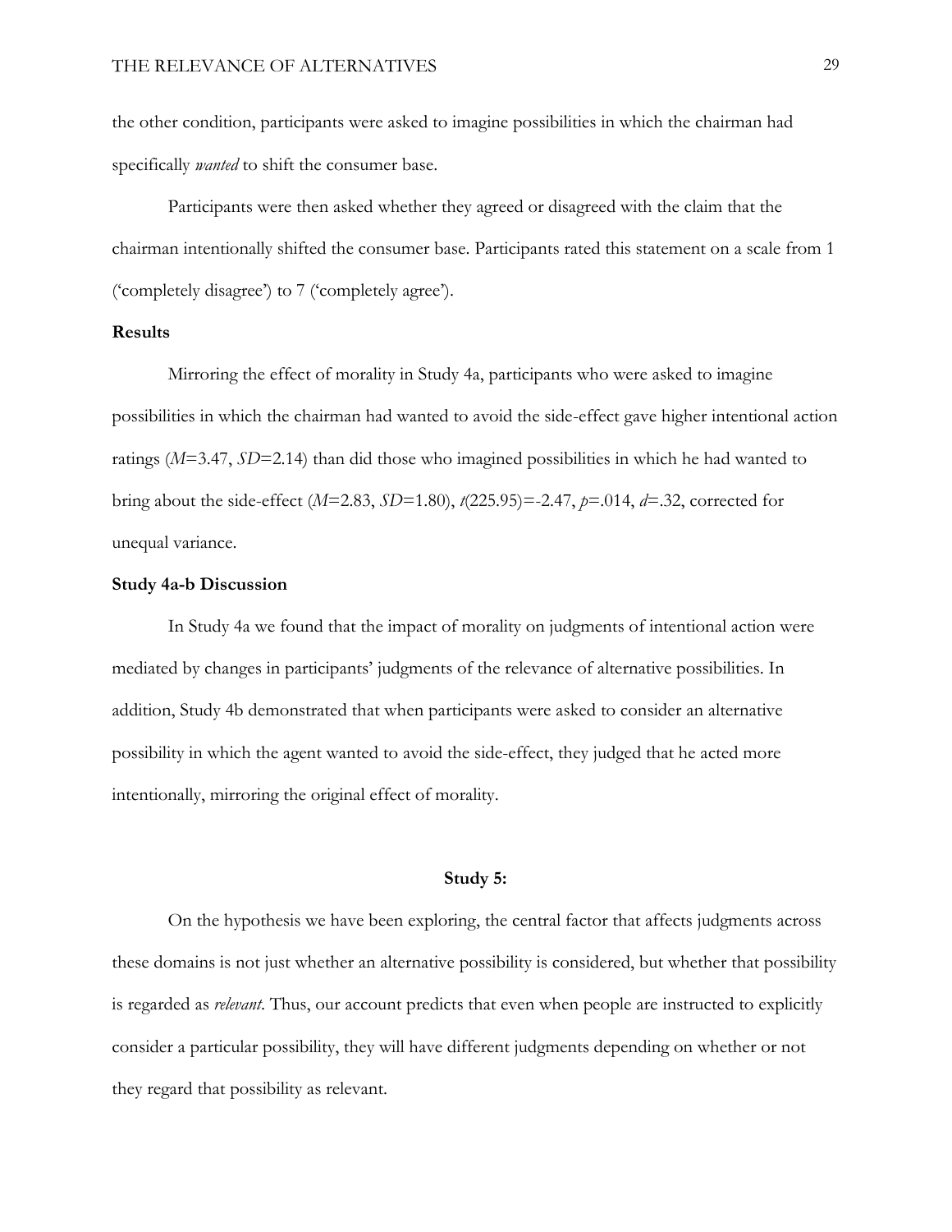the other condition, participants were asked to imagine possibilities in which the chairman had specifically *wanted* to shift the consumer base.

Participants were then asked whether they agreed or disagreed with the claim that the chairman intentionally shifted the consumer base. Participants rated this statement on a scale from 1 ('completely disagree') to 7 ('completely agree').

### Results

Mirroring the effect of morality in Study 4a, participants who were asked to imagine possibilities in which the chairman had wanted to avoid the side-effect gave higher intentional action ratings ($M$=3.47, $SD$=2.14) than did those who imagined possibilities in which he had wanted to bring about the side-effect ($M$=2.83, $SD$=1.80), $t(225.95)=-2.47$, $p$=.014, $d$=.32, corrected for unequal variance.

### Study 4a-b Discussion

In Study 4a we found that the impact of morality on judgments of intentional action were mediated by changes in participants' judgments of the relevance of alternative possibilities. In addition, Study 4b demonstrated that when participants were asked to consider an alternative possibility in which the agent wanted to avoid the side-effect, they judged that he acted more intentionally, mirroring the original effect of morality.

## Study 5:

On the hypothesis we have been exploring, the central factor that affects judgments across these domains is not just whether an alternative possibility is considered, but whether that possibility is regarded as *relevant*. Thus, our account predicts that even when people are instructed to explicitly consider a particular possibility, they will have different judgments depending on whether or not they regard that possibility as relevant.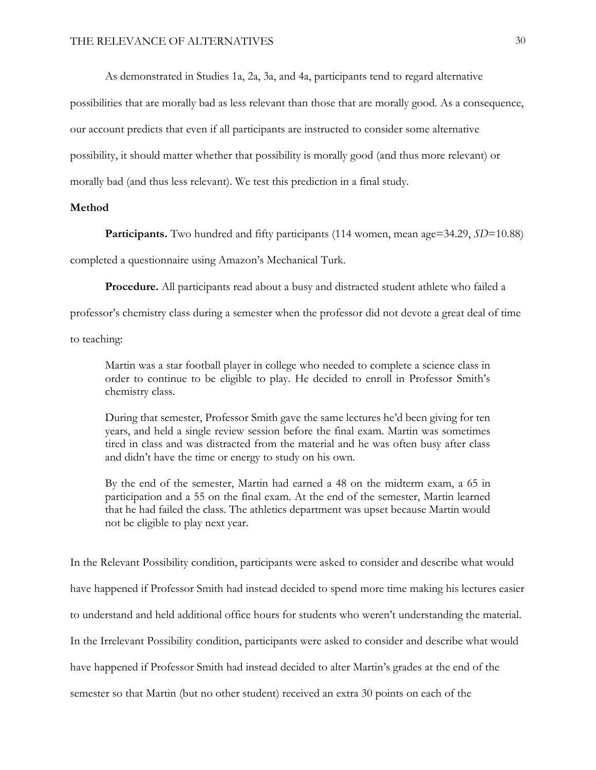As demonstrated in Studies 1a, 2a, 3a, and 4a, participants tend to regard alternative possibilities that are morally bad as less relevant than those that are morally good. As a consequence, our account predicts that even if all participants are instructed to consider some alternative possibility, it should matter whether that possibility is morally good (and thus more relevant) or morally bad (and thus less relevant). We test this prediction in a final study.

## Method

**Participants.** Two hundred and fifty participants (114 women, mean age=34.29, *SD*=10.88) completed a questionnaire using Amazon's Mechanical Turk.

**Procedure.** All participants read about a busy and distracted student athlete who failed a professor's chemistry class during a semester when the professor did not devote a great deal of time to teaching:

> Martin was a star football player in college who needed to complete a science class in order to continue to be eligible to play. He decided to enroll in Professor Smith's chemistry class.
>
> During that semester, Professor Smith gave the same lectures he'd been giving for ten years, and held a single review session before the final exam. Martin was sometimes tired in class and was distracted from the material and he was often busy after class and didn't have the time or energy to study on his own.
>
> By the end of the semester, Martin had earned a 48 on the midterm exam, a 65 in participation and a 55 on the final exam. At the end of the semester, Martin learned that he had failed the class. The athletics department was upset because Martin would not be eligible to play next year.

In the Relevant Possibility condition, participants were asked to consider and describe what would have happened if Professor Smith had instead decided to spend more time making his lectures easier to understand and held additional office hours for students who weren't understanding the material. In the Irrelevant Possibility condition, participants were asked to consider and describe what would have happened if Professor Smith had instead decided to alter Martin's grades at the end of the semester so that Martin (but no other student) received an extra 30 points on each of the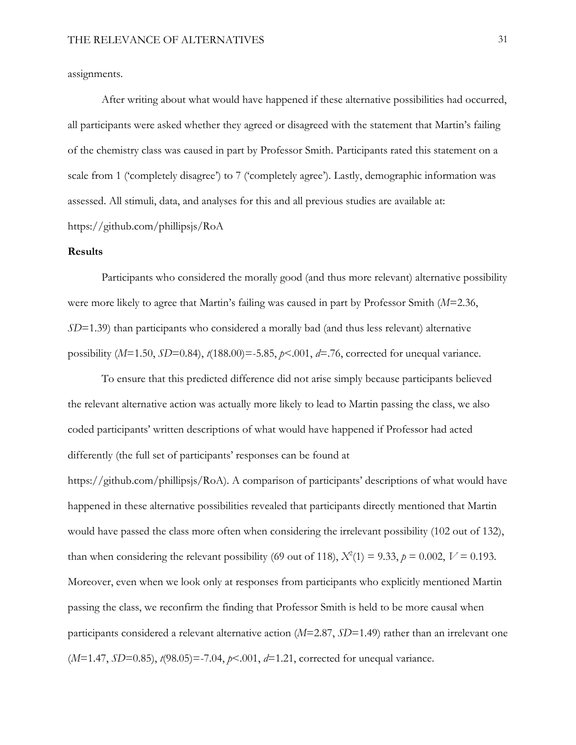assignments.

After writing about what would have happened if these alternative possibilities had occurred, all participants were asked whether they agreed or disagreed with the statement that Martin's failing of the chemistry class was caused in part by Professor Smith. Participants rated this statement on a scale from 1 ('completely disagree') to 7 ('completely agree'). Lastly, demographic information was assessed. All stimuli, data, and analyses for this and all previous studies are available at: https://github.com/phillipsjs/RoA

**Results**

Participants who considered the morally good (and thus more relevant) alternative possibility were more likely to agree that Martin's failing was caused in part by Professor Smith ($M$=2.36, $SD$=1.39) than participants who considered a morally bad (and thus less relevant) alternative possibility ($M$=1.50, $SD$=0.84), $t$(188.00)=-5.85, $p$<.001, $d$=.76, corrected for unequal variance.

To ensure that this predicted difference did not arise simply because participants believed the relevant alternative action was actually more likely to lead to Martin passing the class, we also coded participants' written descriptions of what would have happened if Professor had acted differently (the full set of participants' responses can be found at https://github.com/phillipsjs/RoA). A comparison of participants' descriptions of what would have happened in these alternative possibilities revealed that participants directly mentioned that Martin would have passed the class more often when considering the irrelevant possibility (102 out of 132), than when considering the relevant possibility (69 out of 118), $X^2(1) = 9.33$, $p = 0.002$, $V = 0.193$. Moreover, even when we look only at responses from participants who explicitly mentioned Martin passing the class, we reconfirm the finding that Professor Smith is held to be more causal when participants considered a relevant alternative action ($M$=2.87, $SD$=1.49) rather than an irrelevant one ($M$=1.47, $SD$=0.85), $t$(98.05)=-7.04, $p$<.001, $d$=1.21, corrected for unequal variance.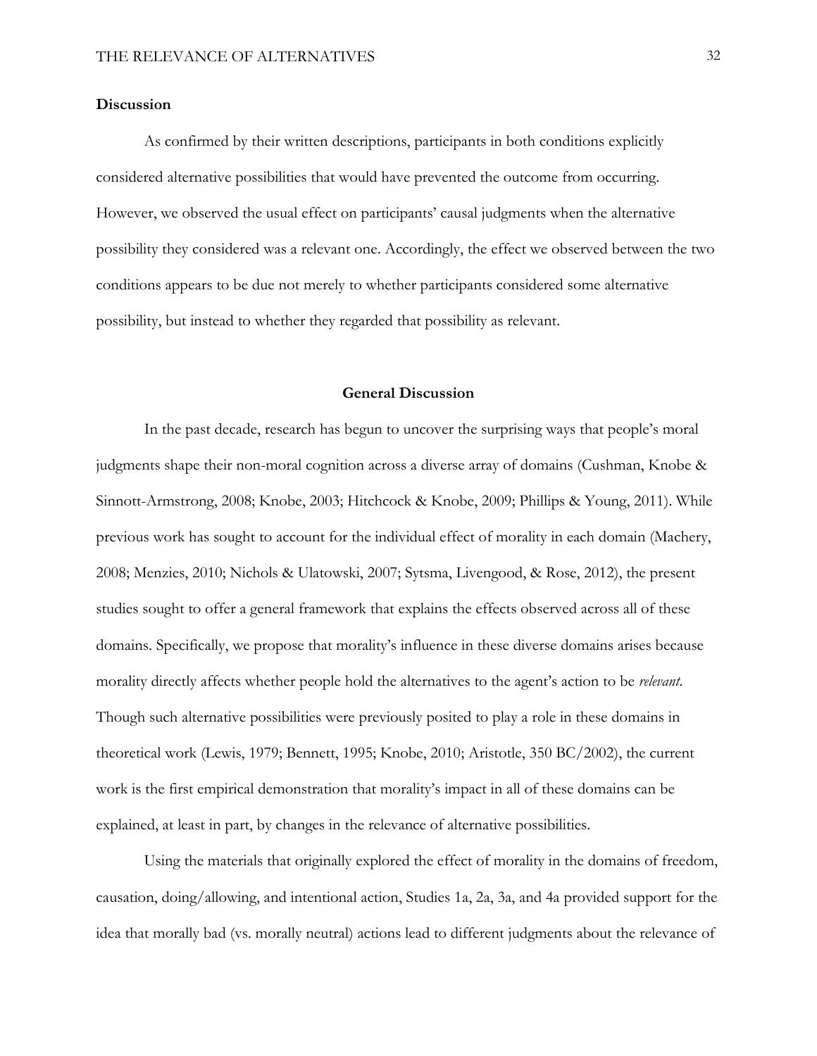**Discussion**

As confirmed by their written descriptions, participants in both conditions explicitly considered alternative possibilities that would have prevented the outcome from occurring. However, we observed the usual effect on participants' causal judgments when the alternative possibility they considered was a relevant one. Accordingly, the effect we observed between the two conditions appears to be due not merely to whether participants considered some alternative possibility, but instead to whether they regarded that possibility as relevant.

## General Discussion

In the past decade, research has begun to uncover the surprising ways that people's moral judgments shape their non-moral cognition across a diverse array of domains (Cushman, Knobe & Sinnott-Armstrong, 2008; Knobe, 2003; Hitchcock & Knobe, 2009; Phillips & Young, 2011). While previous work has sought to account for the individual effect of morality in each domain (Machery, 2008; Menzies, 2010; Nichols & Ulatowski, 2007; Sytsma, Livengood, & Rose, 2012), the present studies sought to offer a general framework that explains the effects observed across all of these domains. Specifically, we propose that morality's influence in these diverse domains arises because morality directly affects whether people hold the alternatives to the agent's action to be *relevant*. Though such alternative possibilities were previously posited to play a role in these domains in theoretical work (Lewis, 1979; Bennett, 1995; Knobe, 2010; Aristotle, 350 BC/2002), the current work is the first empirical demonstration that morality's impact in all of these domains can be explained, at least in part, by changes in the relevance of alternative possibilities.

Using the materials that originally explored the effect of morality in the domains of freedom, causation, doing/allowing, and intentional action, Studies 1a, 2a, 3a, and 4a provided support for the idea that morally bad (vs. morally neutral) actions lead to different judgments about the relevance of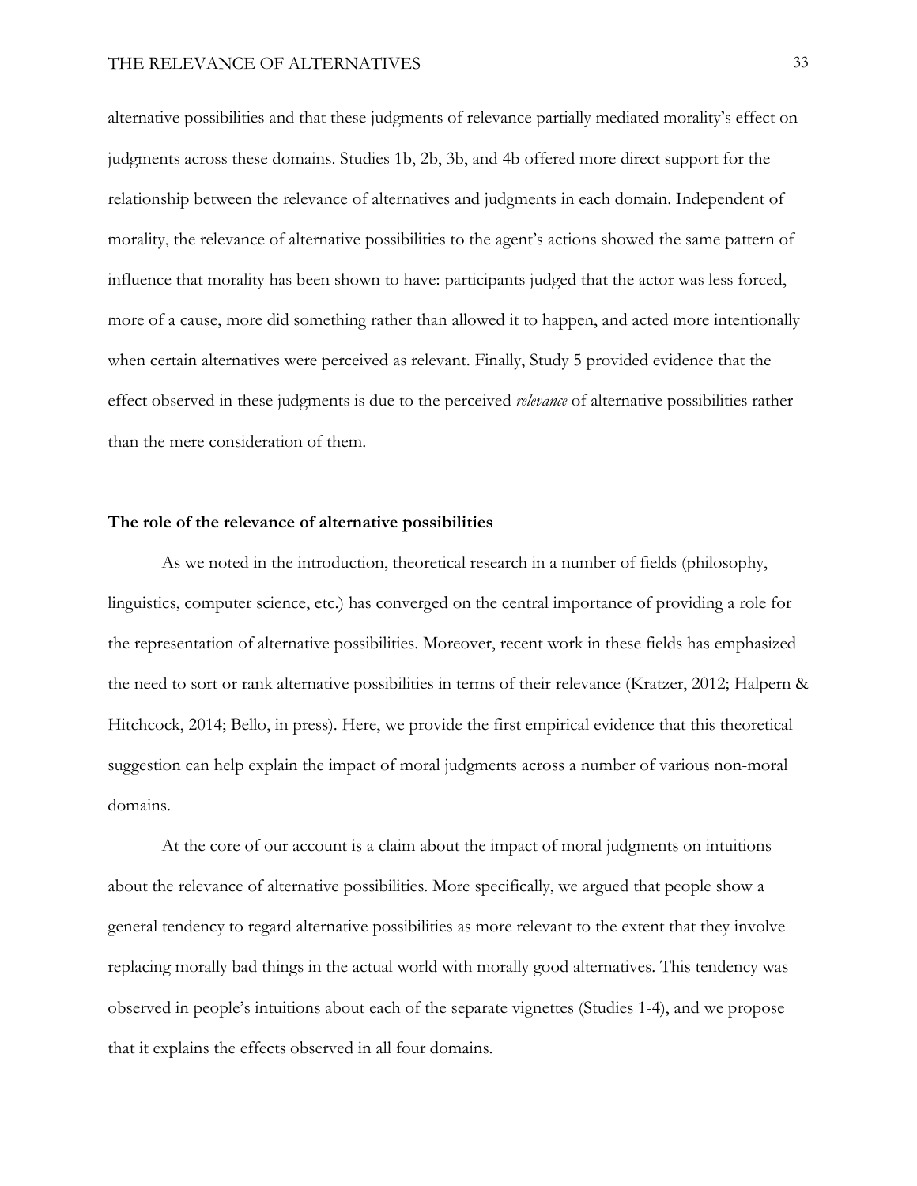alternative possibilities and that these judgments of relevance partially mediated morality's effect on judgments across these domains. Studies 1b, 2b, 3b, and 4b offered more direct support for the relationship between the relevance of alternatives and judgments in each domain. Independent of morality, the relevance of alternative possibilities to the agent's actions showed the same pattern of influence that morality has been shown to have: participants judged that the actor was less forced, more of a cause, more did something rather than allowed it to happen, and acted more intentionally when certain alternatives were perceived as relevant. Finally, Study 5 provided evidence that the effect observed in these judgments is due to the perceived *relevance* of alternative possibilities rather than the mere consideration of them.

### The role of the relevance of alternative possibilities

As we noted in the introduction, theoretical research in a number of fields (philosophy, linguistics, computer science, etc.) has converged on the central importance of providing a role for the representation of alternative possibilities. Moreover, recent work in these fields has emphasized the need to sort or rank alternative possibilities in terms of their relevance (Kratzer, 2012; Halpern & Hitchcock, 2014; Bello, in press). Here, we provide the first empirical evidence that this theoretical suggestion can help explain the impact of moral judgments across a number of various non-moral domains.

At the core of our account is a claim about the impact of moral judgments on intuitions about the relevance of alternative possibilities. More specifically, we argued that people show a general tendency to regard alternative possibilities as more relevant to the extent that they involve replacing morally bad things in the actual world with morally good alternatives. This tendency was observed in people's intuitions about each of the separate vignettes (Studies 1-4), and we propose that it explains the effects observed in all four domains.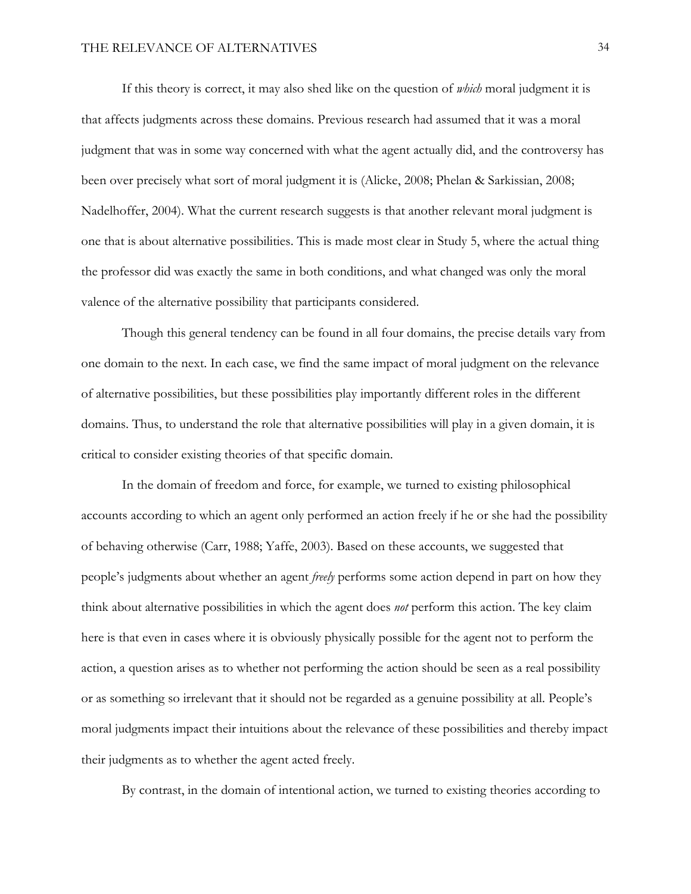If this theory is correct, it may also shed like on the question of *which* moral judgment it is that affects judgments across these domains. Previous research had assumed that it was a moral judgment that was in some way concerned with what the agent actually did, and the controversy has been over precisely what sort of moral judgment it is (Alicke, 2008; Phelan & Sarkissian, 2008; Nadelhoffer, 2004). What the current research suggests is that another relevant moral judgment is one that is about alternative possibilities. This is made most clear in Study 5, where the actual thing the professor did was exactly the same in both conditions, and what changed was only the moral valence of the alternative possibility that participants considered.

Though this general tendency can be found in all four domains, the precise details vary from one domain to the next. In each case, we find the same impact of moral judgment on the relevance of alternative possibilities, but these possibilities play importantly different roles in the different domains. Thus, to understand the role that alternative possibilities will play in a given domain, it is critical to consider existing theories of that specific domain.

In the domain of freedom and force, for example, we turned to existing philosophical accounts according to which an agent only performed an action freely if he or she had the possibility of behaving otherwise (Carr, 1988; Yaffe, 2003). Based on these accounts, we suggested that people's judgments about whether an agent *freely* performs some action depend in part on how they think about alternative possibilities in which the agent does *not* perform this action. The key claim here is that even in cases where it is obviously physically possible for the agent not to perform the action, a question arises as to whether not performing the action should be seen as a real possibility or as something so irrelevant that it should not be regarded as a genuine possibility at all. People's moral judgments impact their intuitions about the relevance of these possibilities and thereby impact their judgments as to whether the agent acted freely.

By contrast, in the domain of intentional action, we turned to existing theories according to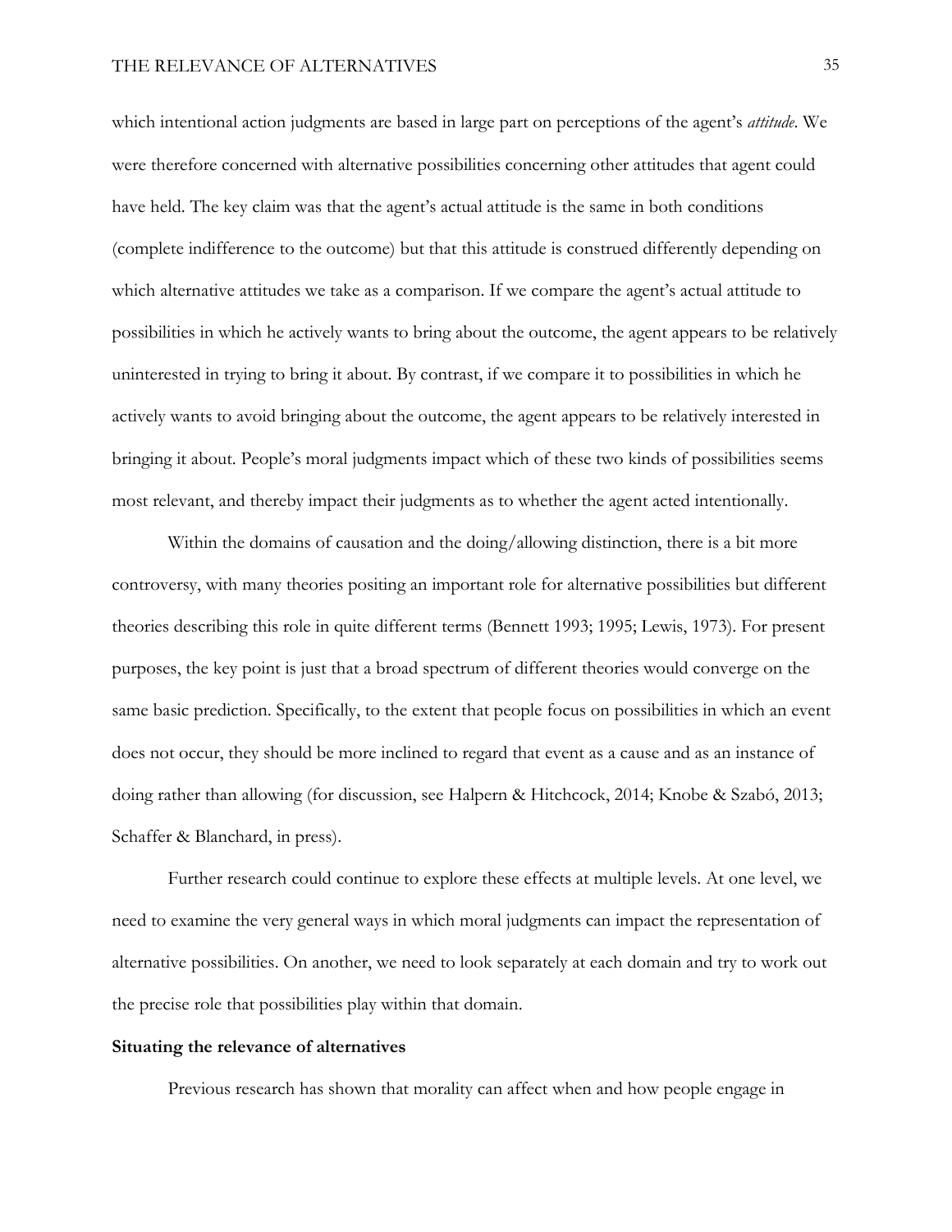which intentional action judgments are based in large part on perceptions of the agent's *attitude*. We were therefore concerned with alternative possibilities concerning other attitudes that agent could have held. The key claim was that the agent's actual attitude is the same in both conditions (complete indifference to the outcome) but that this attitude is construed differently depending on which alternative attitudes we take as a comparison. If we compare the agent's actual attitude to possibilities in which he actively wants to bring about the outcome, the agent appears to be relatively uninterested in trying to bring it about. By contrast, if we compare it to possibilities in which he actively wants to avoid bringing about the outcome, the agent appears to be relatively interested in bringing it about. People's moral judgments impact which of these two kinds of possibilities seems most relevant, and thereby impact their judgments as to whether the agent acted intentionally.

Within the domains of causation and the doing/allowing distinction, there is a bit more controversy, with many theories positing an important role for alternative possibilities but different theories describing this role in quite different terms (Bennett 1993; 1995; Lewis, 1973). For present purposes, the key point is just that a broad spectrum of different theories would converge on the same basic prediction. Specifically, to the extent that people focus on possibilities in which an event does not occur, they should be more inclined to regard that event as a cause and as an instance of doing rather than allowing (for discussion, see Halpern & Hitchcock, 2014; Knobe & Szabó, 2013; Schaffer & Blanchard, in press).

Further research could continue to explore these effects at multiple levels. At one level, we need to examine the very general ways in which moral judgments can impact the representation of alternative possibilities. On another, we need to look separately at each domain and try to work out the precise role that possibilities play within that domain.

**Situating the relevance of alternatives**

Previous research has shown that morality can affect when and how people engage in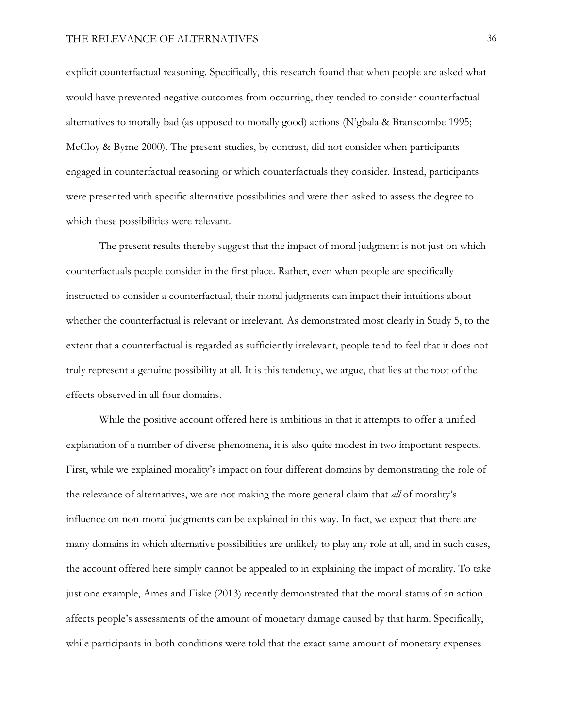explicit counterfactual reasoning. Specifically, this research found that when people are asked what would have prevented negative outcomes from occurring, they tended to consider counterfactual alternatives to morally bad (as opposed to morally good) actions (N'gbala & Branscombe 1995; McCloy & Byrne 2000). The present studies, by contrast, did not consider when participants engaged in counterfactual reasoning or which counterfactuals they consider. Instead, participants were presented with specific alternative possibilities and were then asked to assess the degree to which these possibilities were relevant.

The present results thereby suggest that the impact of moral judgment is not just on which counterfactuals people consider in the first place. Rather, even when people are specifically instructed to consider a counterfactual, their moral judgments can impact their intuitions about whether the counterfactual is relevant or irrelevant. As demonstrated most clearly in Study 5, to the extent that a counterfactual is regarded as sufficiently irrelevant, people tend to feel that it does not truly represent a genuine possibility at all. It is this tendency, we argue, that lies at the root of the effects observed in all four domains.

While the positive account offered here is ambitious in that it attempts to offer a unified explanation of a number of diverse phenomena, it is also quite modest in two important respects. First, while we explained morality's impact on four different domains by demonstrating the role of the relevance of alternatives, we are not making the more general claim that *all* of morality's influence on non-moral judgments can be explained in this way. In fact, we expect that there are many domains in which alternative possibilities are unlikely to play any role at all, and in such cases, the account offered here simply cannot be appealed to in explaining the impact of morality. To take just one example, Ames and Fiske (2013) recently demonstrated that the moral status of an action affects people's assessments of the amount of monetary damage caused by that harm. Specifically, while participants in both conditions were told that the exact same amount of monetary expenses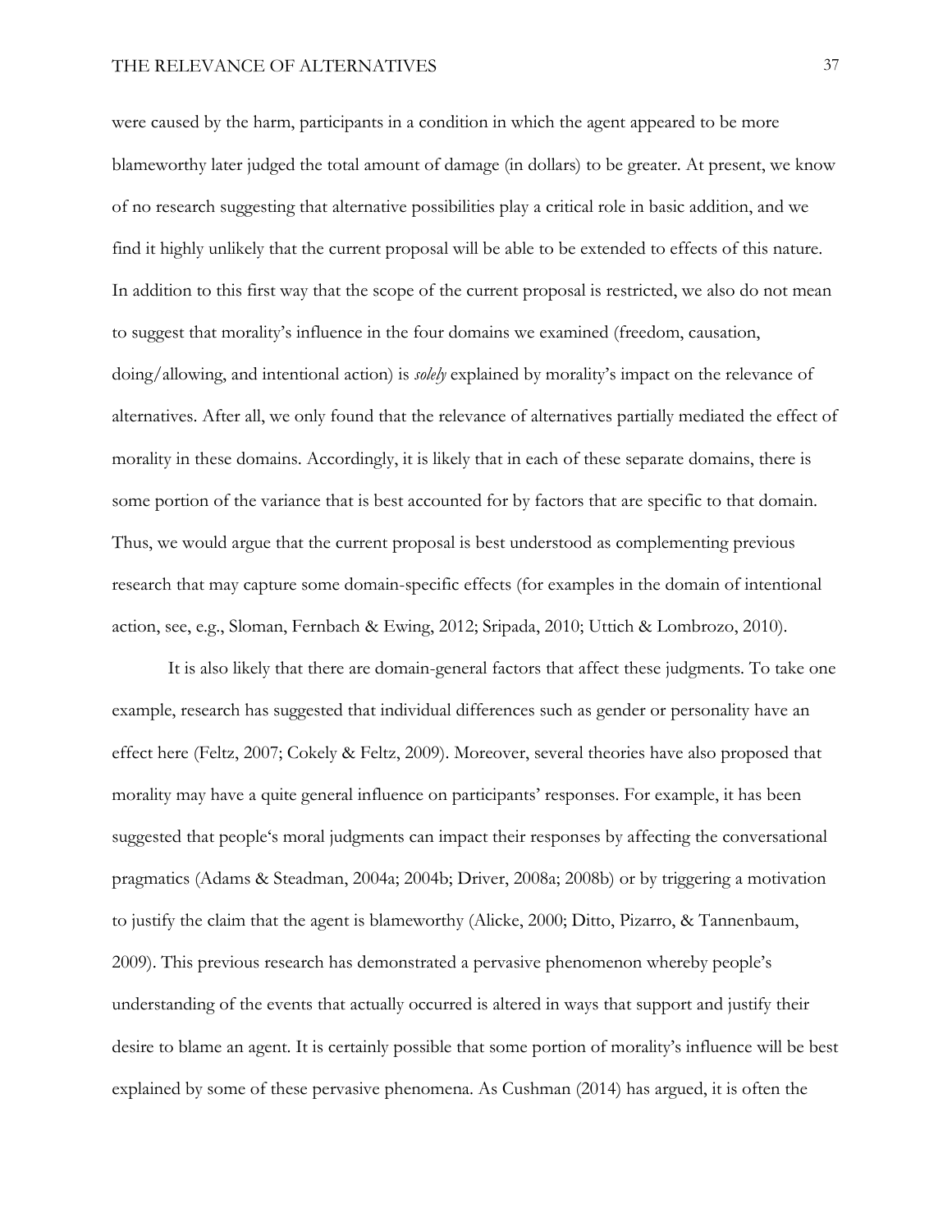were caused by the harm, participants in a condition in which the agent appeared to be more blameworthy later judged the total amount of damage (in dollars) to be greater. At present, we know of no research suggesting that alternative possibilities play a critical role in basic addition, and we find it highly unlikely that the current proposal will be able to be extended to effects of this nature. In addition to this first way that the scope of the current proposal is restricted, we also do not mean to suggest that morality's influence in the four domains we examined (freedom, causation, doing/allowing, and intentional action) is *solely* explained by morality's impact on the relevance of alternatives. After all, we only found that the relevance of alternatives partially mediated the effect of morality in these domains. Accordingly, it is likely that in each of these separate domains, there is some portion of the variance that is best accounted for by factors that are specific to that domain. Thus, we would argue that the current proposal is best understood as complementing previous research that may capture some domain-specific effects (for examples in the domain of intentional action, see, e.g., Sloman, Fernbach & Ewing, 2012; Sripada, 2010; Uttich & Lombrozo, 2010).

It is also likely that there are domain-general factors that affect these judgments. To take one example, research has suggested that individual differences such as gender or personality have an effect here (Feltz, 2007; Cokely & Feltz, 2009). Moreover, several theories have also proposed that morality may have a quite general influence on participants' responses. For example, it has been suggested that people's moral judgments can impact their responses by affecting the conversational pragmatics (Adams & Steadman, 2004a; 2004b; Driver, 2008a; 2008b) or by triggering a motivation to justify the claim that the agent is blameworthy (Alicke, 2000; Ditto, Pizarro, & Tannenbaum, 2009). This previous research has demonstrated a pervasive phenomenon whereby people's understanding of the events that actually occurred is altered in ways that support and justify their desire to blame an agent. It is certainly possible that some portion of morality's influence will be best explained by some of these pervasive phenomena. As Cushman (2014) has argued, it is often the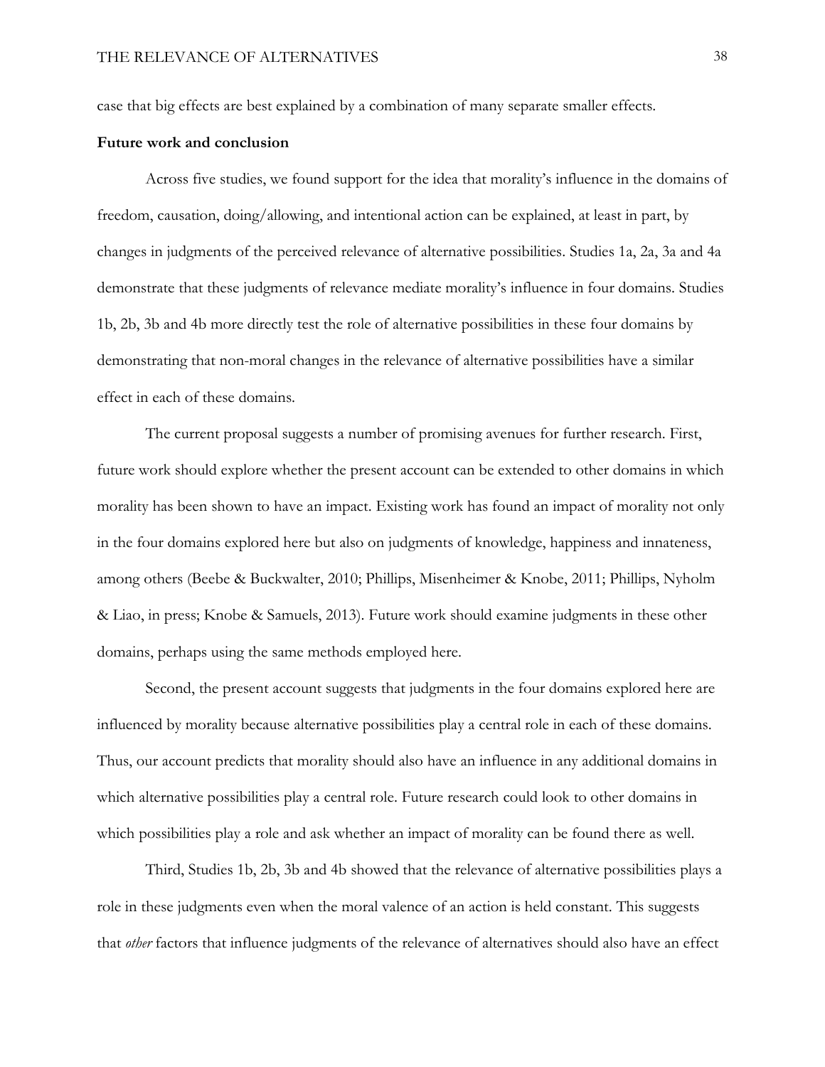case that big effects are best explained by a combination of many separate smaller effects.

**Future work and conclusion**

Across five studies, we found support for the idea that morality's influence in the domains of freedom, causation, doing/allowing, and intentional action can be explained, at least in part, by changes in judgments of the perceived relevance of alternative possibilities. Studies 1a, 2a, 3a and 4a demonstrate that these judgments of relevance mediate morality's influence in four domains. Studies 1b, 2b, 3b and 4b more directly test the role of alternative possibilities in these four domains by demonstrating that non-moral changes in the relevance of alternative possibilities have a similar effect in each of these domains.

The current proposal suggests a number of promising avenues for further research. First, future work should explore whether the present account can be extended to other domains in which morality has been shown to have an impact. Existing work has found an impact of morality not only in the four domains explored here but also on judgments of knowledge, happiness and innateness, among others (Beebe & Buckwalter, 2010; Phillips, Misenheimer & Knobe, 2011; Phillips, Nyholm & Liao, in press; Knobe & Samuels, 2013). Future work should examine judgments in these other domains, perhaps using the same methods employed here.

Second, the present account suggests that judgments in the four domains explored here are influenced by morality because alternative possibilities play a central role in each of these domains. Thus, our account predicts that morality should also have an influence in any additional domains in which alternative possibilities play a central role. Future research could look to other domains in which possibilities play a role and ask whether an impact of morality can be found there as well.

Third, Studies 1b, 2b, 3b and 4b showed that the relevance of alternative possibilities plays a role in these judgments even when the moral valence of an action is held constant. This suggests that *other* factors that influence judgments of the relevance of alternatives should also have an effect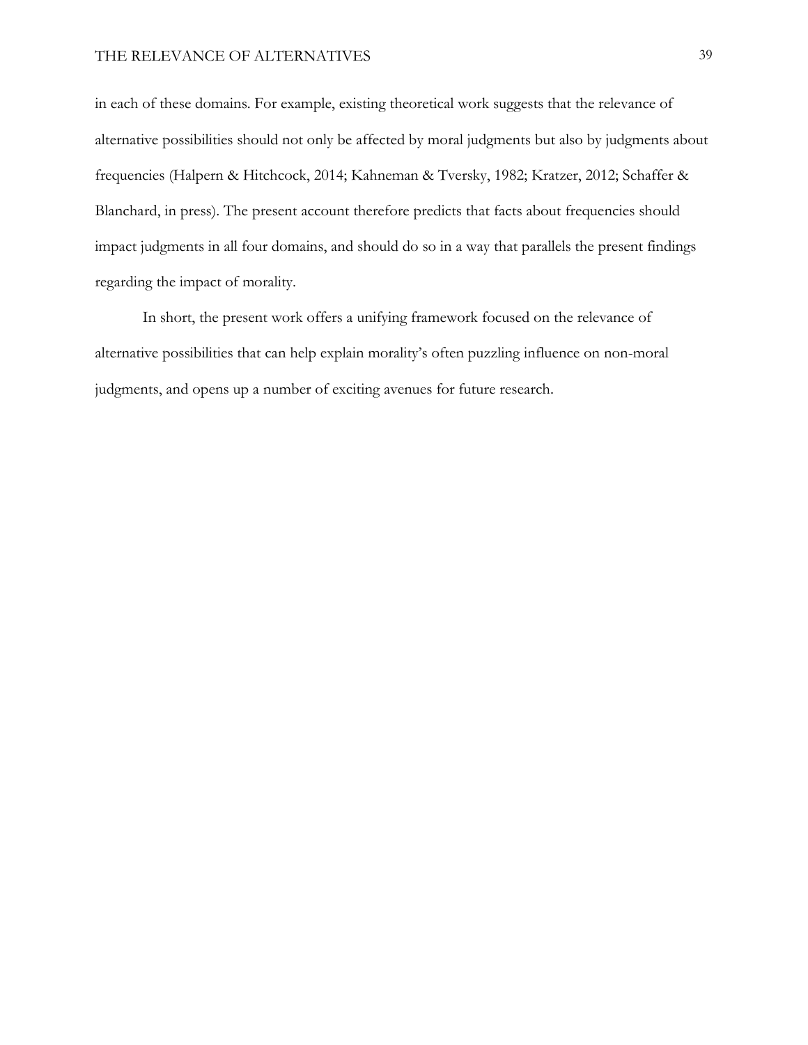in each of these domains. For example, existing theoretical work suggests that the relevance of alternative possibilities should not only be affected by moral judgments but also by judgments about frequencies (Halpern & Hitchcock, 2014; Kahneman & Tversky, 1982; Kratzer, 2012; Schaffer & Blanchard, in press). The present account therefore predicts that facts about frequencies should impact judgments in all four domains, and should do so in a way that parallels the present findings regarding the impact of morality.

In short, the present work offers a unifying framework focused on the relevance of alternative possibilities that can help explain morality's often puzzling influence on non-moral judgments, and opens up a number of exciting avenues for future research.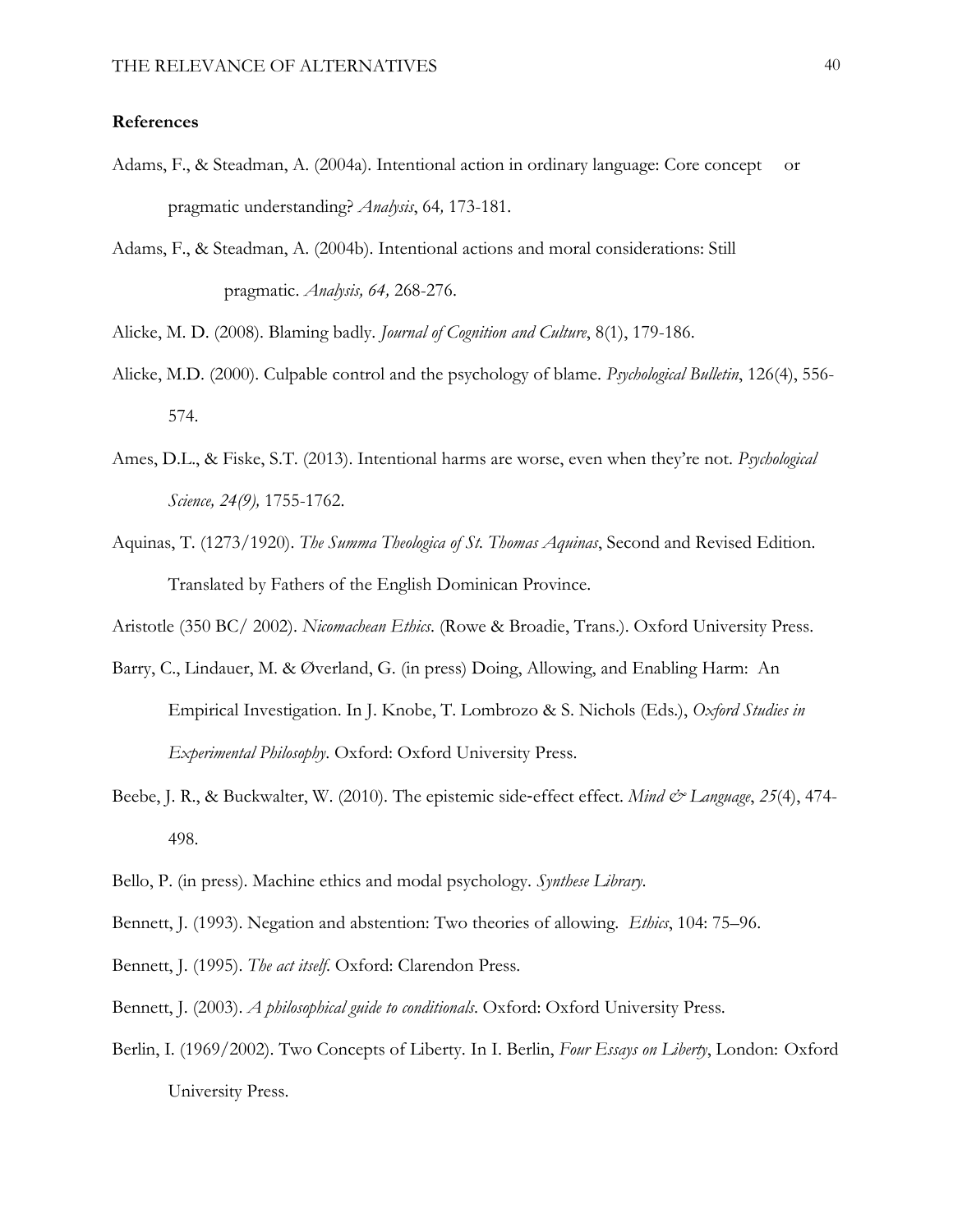**References**

Adams, F., & Steadman, A. (2004a). Intentional action in ordinary language: Core concept or pragmatic understanding? *Analysis*, 64*,* 173-181.

Adams, F., & Steadman, A. (2004b). Intentional actions and moral considerations: Still pragmatic. *Analysis, 64,* 268-276.

Alicke, M. D. (2008). Blaming badly. *Journal of Cognition and Culture*, 8(1), 179-186.

Alicke, M.D. (2000). Culpable control and the psychology of blame. *Psychological Bulletin*, 126(4), 556-574.

Ames, D.L., & Fiske, S.T. (2013). Intentional harms are worse, even when they're not. *Psychological Science, 24(9),* 1755-1762.

Aquinas, T. (1273/1920). *The Summa Theologica of St. Thomas Aquinas*, Second and Revised Edition. Translated by Fathers of the English Dominican Province.

Aristotle (350 BC/ 2002). *Nicomachean Ethics*. (Rowe & Broadie, Trans.). Oxford University Press.

Barry, C., Lindauer, M. & Øverland, G. (in press) Doing, Allowing, and Enabling Harm: An Empirical Investigation. In J. Knobe, T. Lombrozo & S. Nichols (Eds.), *Oxford Studies in Experimental Philosophy*. Oxford: Oxford University Press.

Beebe, J. R., & Buckwalter, W. (2010). The epistemic side-effect effect. *Mind & Language*, *25*(4), 474-498.

Bello, P. (in press). Machine ethics and modal psychology. *Synthese Library*.

Bennett, J. (1993). Negation and abstention: Two theories of allowing. *Ethics*, 104: 75–96.

Bennett, J. (1995). *The act itself*. Oxford: Clarendon Press.

Bennett, J. (2003). *A philosophical guide to conditionals*. Oxford: Oxford University Press.

Berlin, I. (1969/2002). Two Concepts of Liberty. In I. Berlin, *Four Essays on Liberty*, London: Oxford University Press.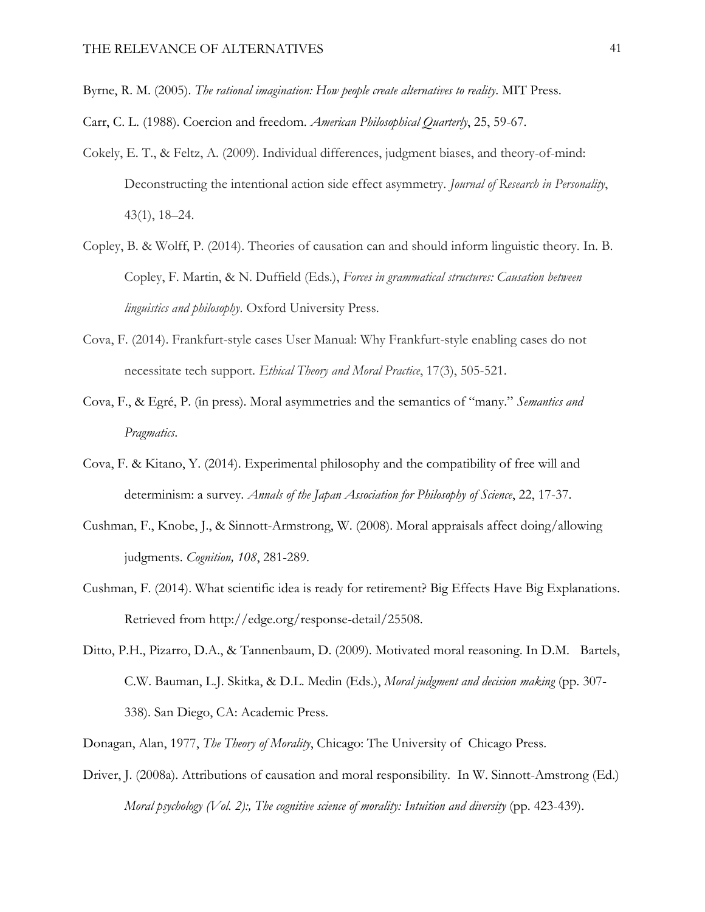Byrne, R. M. (2005). *The rational imagination: How people create alternatives to reality*. MIT Press.

Carr, C. L. (1988). Coercion and freedom. *American Philosophical Quarterly*, 25, 59-67.

Cokely, E. T., & Feltz, A. (2009). Individual differences, judgment biases, and theory-of-mind: Deconstructing the intentional action side effect asymmetry. *Journal of Research in Personality*, 43(1), 18–24.

Copley, B. & Wolff, P. (2014). Theories of causation can and should inform linguistic theory. In. B. Copley, F. Martin, & N. Duffield (Eds.), *Forces in grammatical structures: Causation between linguistics and philosophy*. Oxford University Press.

Cova, F. (2014). Frankfurt-style cases User Manual: Why Frankfurt-style enabling cases do not necessitate tech support. *Ethical Theory and Moral Practice*, 17(3), 505-521.

Cova, F., & Egré, P. (in press). Moral asymmetries and the semantics of "many." *Semantics and Pragmatics*.

Cova, F. & Kitano, Y. (2014). Experimental philosophy and the compatibility of free will and determinism: a survey. *Annals of the Japan Association for Philosophy of Science*, 22, 17-37.

Cushman, F., Knobe, J., & Sinnott-Armstrong, W. (2008). Moral appraisals affect doing/allowing judgments. *Cognition, 108*, 281-289.

Cushman, F. (2014). What scientific idea is ready for retirement? Big Effects Have Big Explanations. Retrieved from http://edge.org/response-detail/25508.

Ditto, P.H., Pizarro, D.A., & Tannenbaum, D. (2009). Motivated moral reasoning. In D.M. Bartels, C.W. Bauman, L.J. Skitka, & D.L. Medin (Eds.), *Moral judgment and decision making* (pp. 307-338). San Diego, CA: Academic Press.

Donagan, Alan, 1977, *The Theory of Morality*, Chicago: The University of Chicago Press.

Driver, J. (2008a). Attributions of causation and moral responsibility. In W. Sinnott-Amstrong (Ed.) *Moral psychology (Vol. 2):, The cognitive science of morality: Intuition and diversity* (pp. 423-439).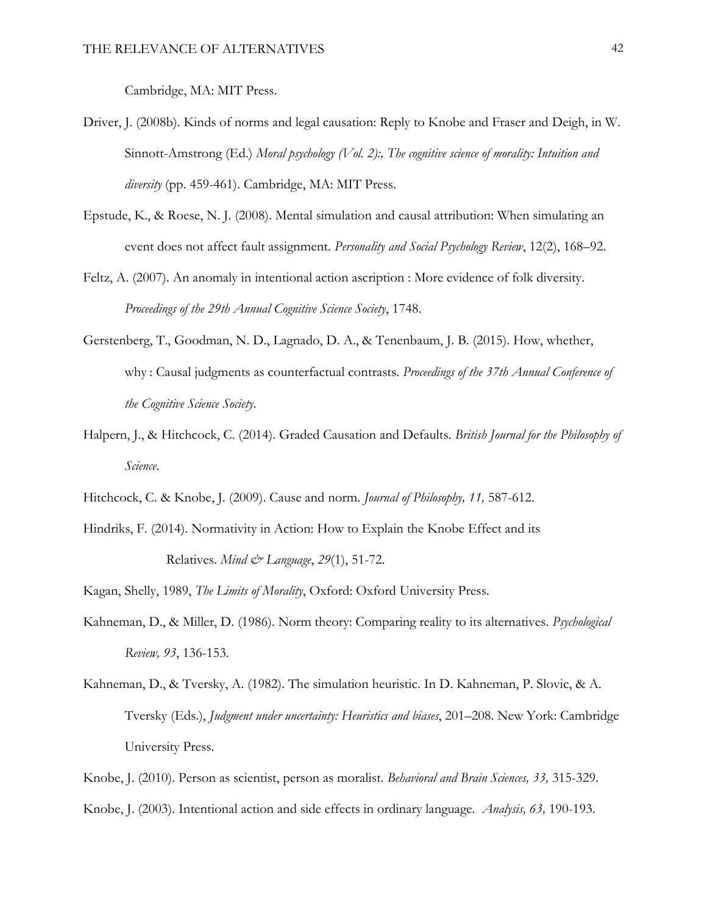Cambridge, MA: MIT Press.

Driver, J. (2008b). Kinds of norms and legal causation: Reply to Knobe and Fraser and Deigh, in W. Sinnott-Amstrong (Ed.) *Moral psychology (Vol. 2):, The cognitive science of morality: Intuition and diversity* (pp. 459-461). Cambridge, MA: MIT Press.

Epstude, K., & Roese, N. J. (2008). Mental simulation and causal attribution: When simulating an event does not affect fault assignment. *Personality and Social Psychology Review*, 12(2), 168–92.

Feltz, A. (2007). An anomaly in intentional action ascription : More evidence of folk diversity. *Proceedings of the 29th Annual Cognitive Science Society*, 1748.

Gerstenberg, T., Goodman, N. D., Lagnado, D. A., & Tenenbaum, J. B. (2015). How, whether, why : Causal judgments as counterfactual contrasts. *Proceedings of the 37th Annual Conference of the Cognitive Science Society*.

Halpern, J., & Hitchcock, C. (2014). Graded Causation and Defaults. *British Journal for the Philosophy of Science*.

Hitchcock, C. & Knobe, J. (2009). Cause and norm. *Journal of Philosophy, 11,* 587-612.

Hindriks, F. (2014). Normativity in Action: How to Explain the Knobe Effect and its Relatives. *Mind & Language*, *29*(1), 51-72.

Kagan, Shelly, 1989, *The Limits of Morality*, Oxford: Oxford University Press.

Kahneman, D., & Miller, D. (1986). Norm theory: Comparing reality to its alternatives. *Psychological Review, 93*, 136-153.

Kahneman, D., & Tversky, A. (1982). The simulation heuristic. In D. Kahneman, P. Slovic, & A. Tversky (Eds.), *Judgment under uncertainty: Heuristics and biases*, 201–208. New York: Cambridge University Press.

Knobe, J. (2010). Person as scientist, person as moralist. *Behavioral and Brain Sciences, 33,* 315-329.

Knobe, J. (2003). Intentional action and side effects in ordinary language. *Analysis, 63,* 190-193.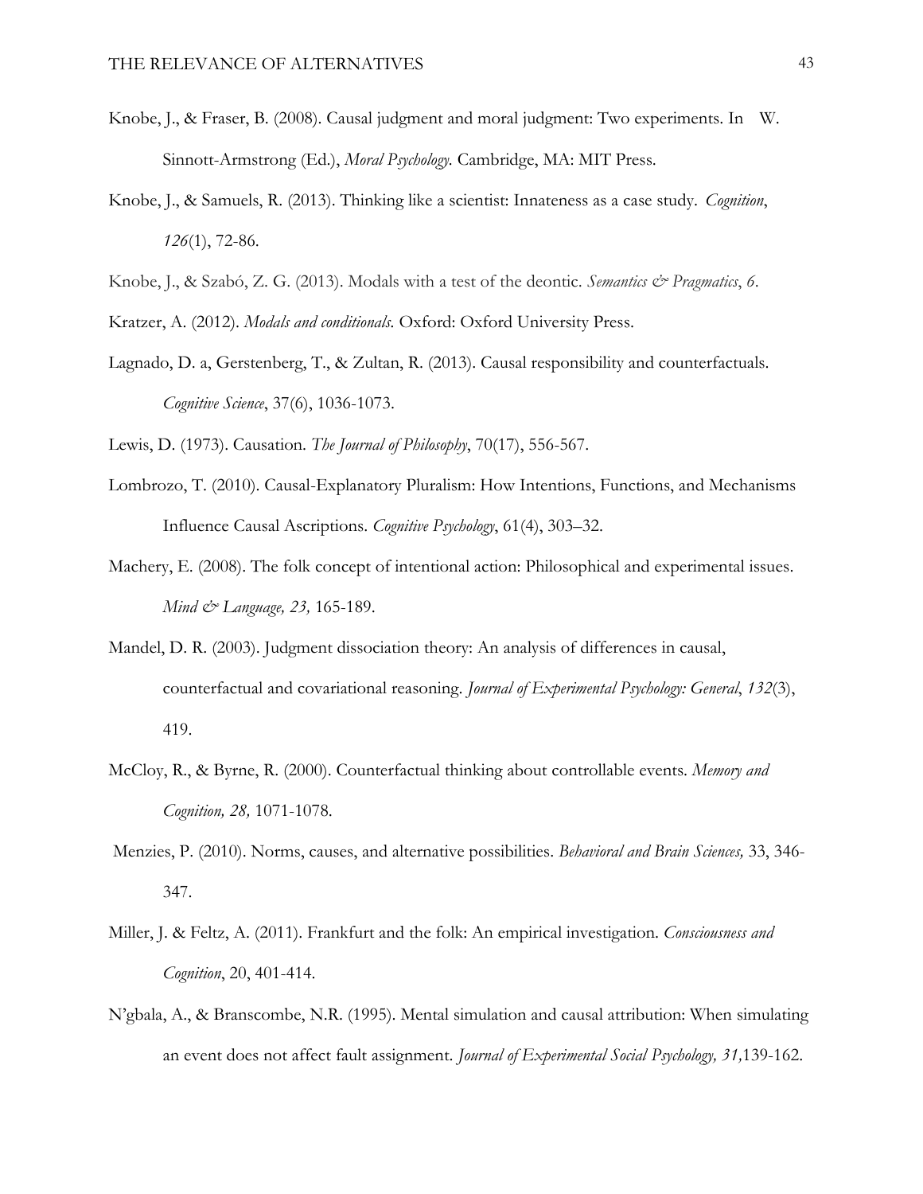Knobe, J., & Fraser, B. (2008). Causal judgment and moral judgment: Two experiments. In W. Sinnott-Armstrong (Ed.), *Moral Psychology.* Cambridge, MA: MIT Press.

Knobe, J., & Samuels, R. (2013). Thinking like a scientist: Innateness as a case study. *Cognition*, *126*(1), 72-86.

Knobe, J., & Szabó, Z. G. (2013). Modals with a test of the deontic. *Semantics & Pragmatics*, *6*.

Kratzer, A. (2012). *Modals and conditionals.* Oxford: Oxford University Press.

Lagnado, D. a, Gerstenberg, T., & Zultan, R. (2013). Causal responsibility and counterfactuals. *Cognitive Science*, 37(6), 1036-1073.

Lewis, D. (1973). Causation. *The Journal of Philosophy*, 70(17), 556-567.

Lombrozo, T. (2010). Causal-Explanatory Pluralism: How Intentions, Functions, and Mechanisms Influence Causal Ascriptions. *Cognitive Psychology*, 61(4), 303–32.

Machery, E. (2008). The folk concept of intentional action: Philosophical and experimental issues. *Mind & Language, 23,* 165-189.

Mandel, D. R. (2003). Judgment dissociation theory: An analysis of differences in causal, counterfactual and covariational reasoning. *Journal of Experimental Psychology: General*, *132*(3), 419.

McCloy, R., & Byrne, R. (2000). Counterfactual thinking about controllable events. *Memory and Cognition, 28,* 1071-1078.

Menzies, P. (2010). Norms, causes, and alternative possibilities. *Behavioral and Brain Sciences,* 33, 346-347.

Miller, J. & Feltz, A. (2011). Frankfurt and the folk: An empirical investigation. *Consciousness and Cognition*, 20, 401-414.

N'gbala, A., & Branscombe, N.R. (1995). Mental simulation and causal attribution: When simulating an event does not affect fault assignment. *Journal of Experimental Social Psychology, 31,*139-162.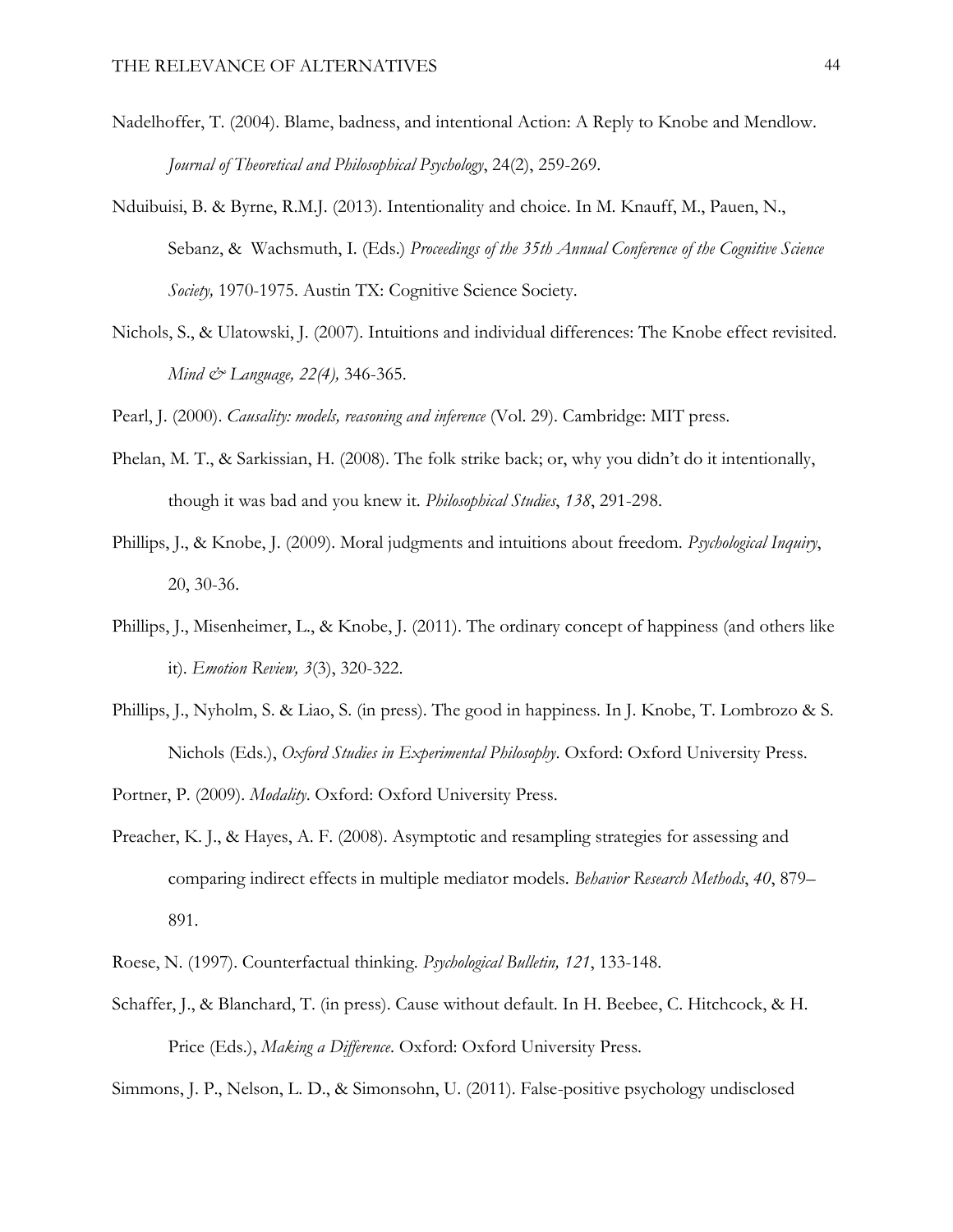Nadelhoffer, T. (2004). Blame, badness, and intentional Action: A Reply to Knobe and Mendlow. *Journal of Theoretical and Philosophical Psychology*, 24(2), 259-269.

Nduibuisi, B. & Byrne, R.M.J. (2013). Intentionality and choice. In M. Knauff, M., Pauen, N., Sebanz, & Wachsmuth, I. (Eds.) *Proceedings of the 35th Annual Conference of the Cognitive Science Society,* 1970-1975. Austin TX: Cognitive Science Society.

Nichols, S., & Ulatowski, J. (2007). Intuitions and individual differences: The Knobe effect revisited. *Mind & Language, 22(4),* 346-365.

Pearl, J. (2000). *Causality: models, reasoning and inference* (Vol. 29). Cambridge: MIT press.

Phelan, M. T., & Sarkissian, H. (2008). The folk strike back; or, why you didn't do it intentionally, though it was bad and you knew it. *Philosophical Studies*, *138*, 291-298.

Phillips, J., & Knobe, J. (2009). Moral judgments and intuitions about freedom. *Psychological Inquiry*, 20, 30-36.

Phillips, J., Misenheimer, L., & Knobe, J. (2011). The ordinary concept of happiness (and others like it). *Emotion Review, 3*(3), 320-322.

Phillips, J., Nyholm, S. & Liao, S. (in press). The good in happiness. In J. Knobe, T. Lombrozo & S. Nichols (Eds.), *Oxford Studies in Experimental Philosophy*. Oxford: Oxford University Press.

Portner, P. (2009). *Modality*. Oxford: Oxford University Press.

Preacher, K. J., & Hayes, A. F. (2008). Asymptotic and resampling strategies for assessing and comparing indirect effects in multiple mediator models. *Behavior Research Methods*, *40*, 879–891.

Roese, N. (1997). Counterfactual thinking. *Psychological Bulletin, 121*, 133-148.

Schaffer, J., & Blanchard, T. (in press). Cause without default. In H. Beebee, C. Hitchcock, & H. Price (Eds.), *Making a Difference*. Oxford: Oxford University Press.

Simmons, J. P., Nelson, L. D., & Simonsohn, U. (2011). False-positive psychology undisclosed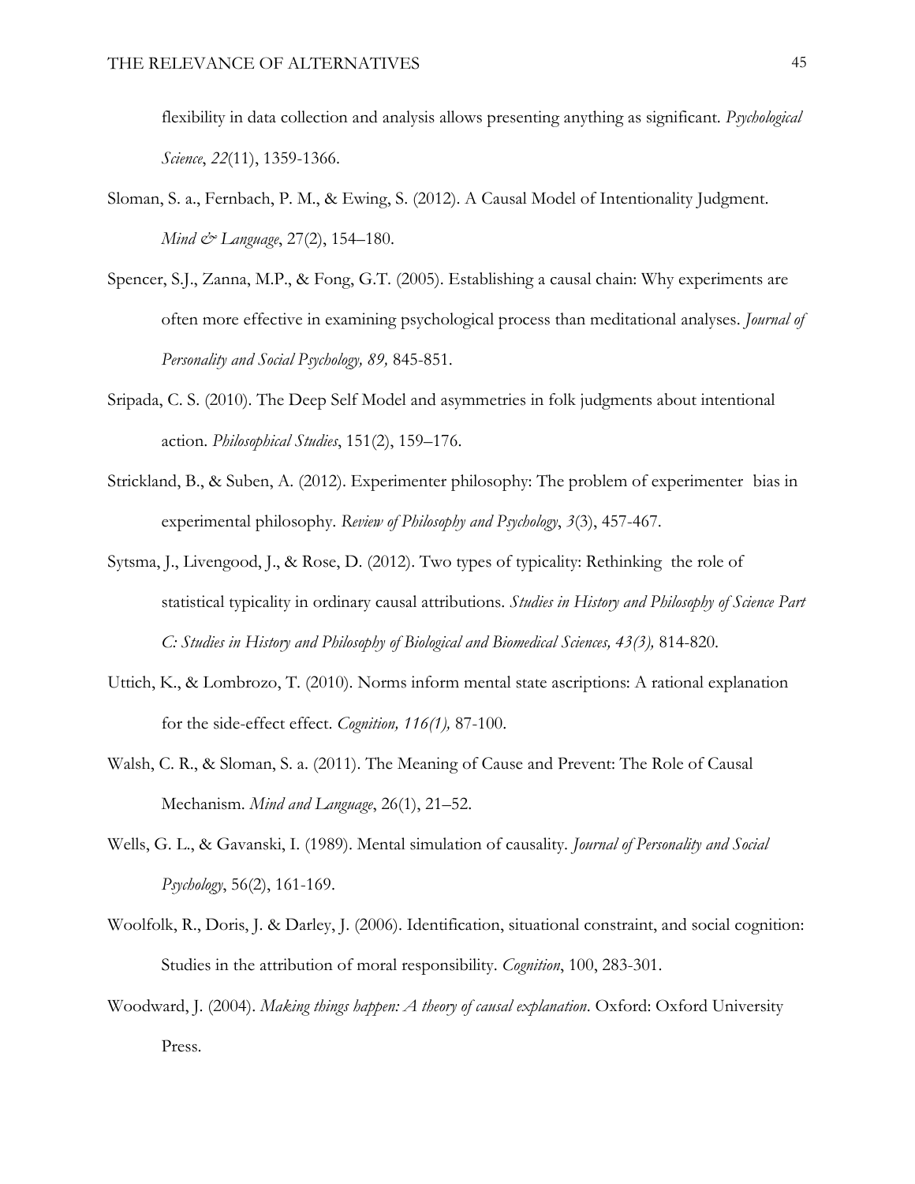flexibility in data collection and analysis allows presenting anything as significant. *Psychological Science*, *22*(11), 1359-1366.

Sloman, S. a., Fernbach, P. M., & Ewing, S. (2012). A Causal Model of Intentionality Judgment. *Mind & Language*, 27(2), 154–180.

Spencer, S.J., Zanna, M.P., & Fong, G.T. (2005). Establishing a causal chain: Why experiments are often more effective in examining psychological process than meditational analyses. *Journal of Personality and Social Psychology, 89,* 845-851.

Sripada, C. S. (2010). The Deep Self Model and asymmetries in folk judgments about intentional action. *Philosophical Studies*, 151(2), 159–176.

Strickland, B., & Suben, A. (2012). Experimenter philosophy: The problem of experimenter bias in experimental philosophy. *Review of Philosophy and Psychology*, *3*(3), 457-467.

Sytsma, J., Livengood, J., & Rose, D. (2012). Two types of typicality: Rethinking the role of statistical typicality in ordinary causal attributions. *Studies in History and Philosophy of Science Part C: Studies in History and Philosophy of Biological and Biomedical Sciences, 43(3),* 814-820.

Uttich, K., & Lombrozo, T. (2010). Norms inform mental state ascriptions: A rational explanation for the side-effect effect. *Cognition, 116(1),* 87-100.

Walsh, C. R., & Sloman, S. a. (2011). The Meaning of Cause and Prevent: The Role of Causal Mechanism. *Mind and Language*, 26(1), 21–52.

Wells, G. L., & Gavanski, I. (1989). Mental simulation of causality. *Journal of Personality and Social Psychology*, 56(2), 161-169.

Woolfolk, R., Doris, J. & Darley, J. (2006). Identification, situational constraint, and social cognition: Studies in the attribution of moral responsibility. *Cognition*, 100, 283-301.

Woodward, J. (2004). *Making things happen: A theory of causal explanation*. Oxford: Oxford University Press.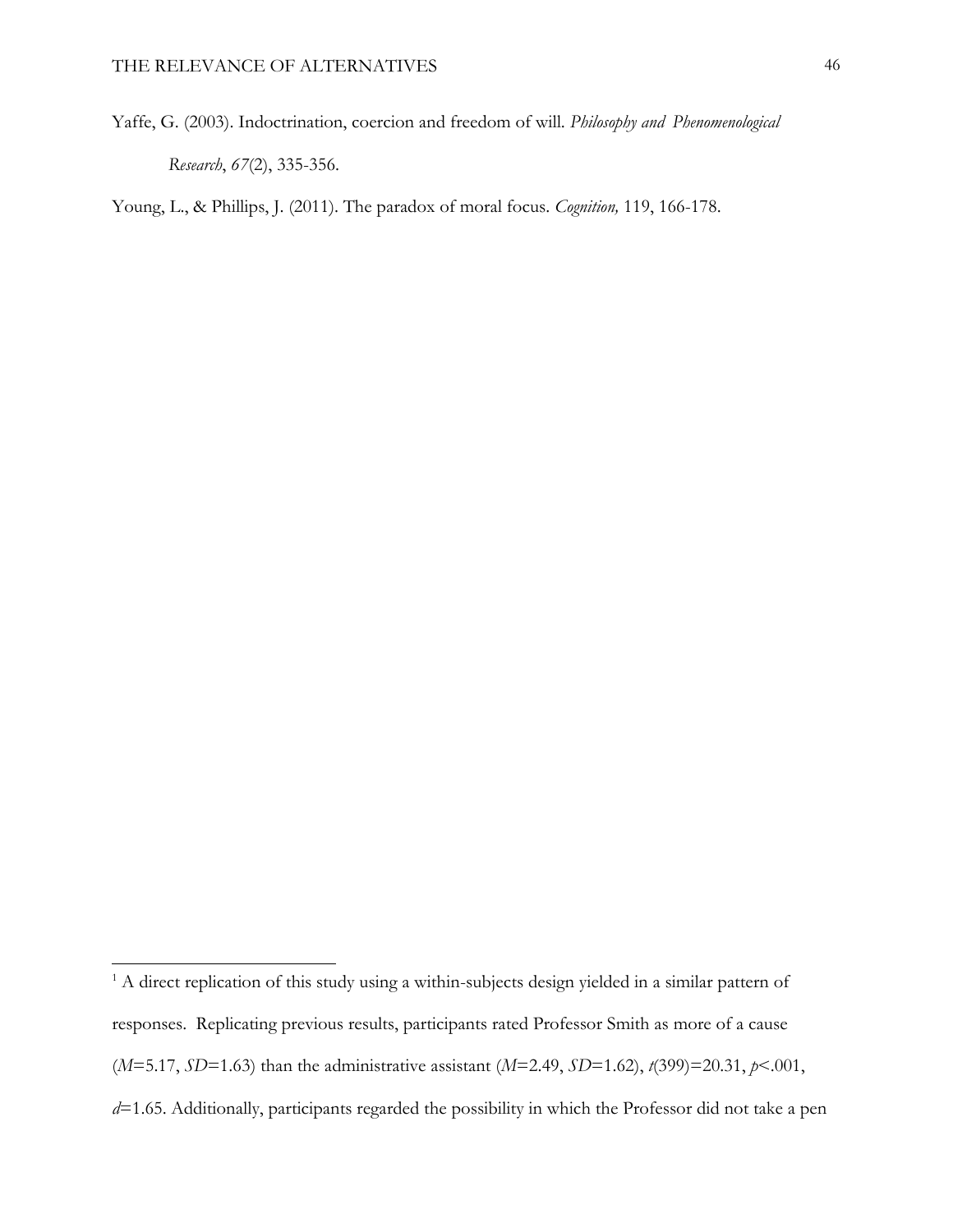Yaffe, G. (2003). Indoctrination, coercion and freedom of will. *Philosophy and Phenomenological Research*, *67*(2), 335-356.

Young, L., & Phillips, J. (2011). The paradox of moral focus. *Cognition,* 119, 166-178.

---

[1] A direct replication of this study using a within-subjects design yielded in a similar pattern of responses. Replicating previous results, participants rated Professor Smith as more of a cause ($M$=5.17, $SD$=1.63) than the administrative assistant ($M$=2.49, $SD$=1.62), $t(399)=20.31$, $p<.001$, $d$=1.65. Additionally, participants regarded the possibility in which the Professor did not take a pen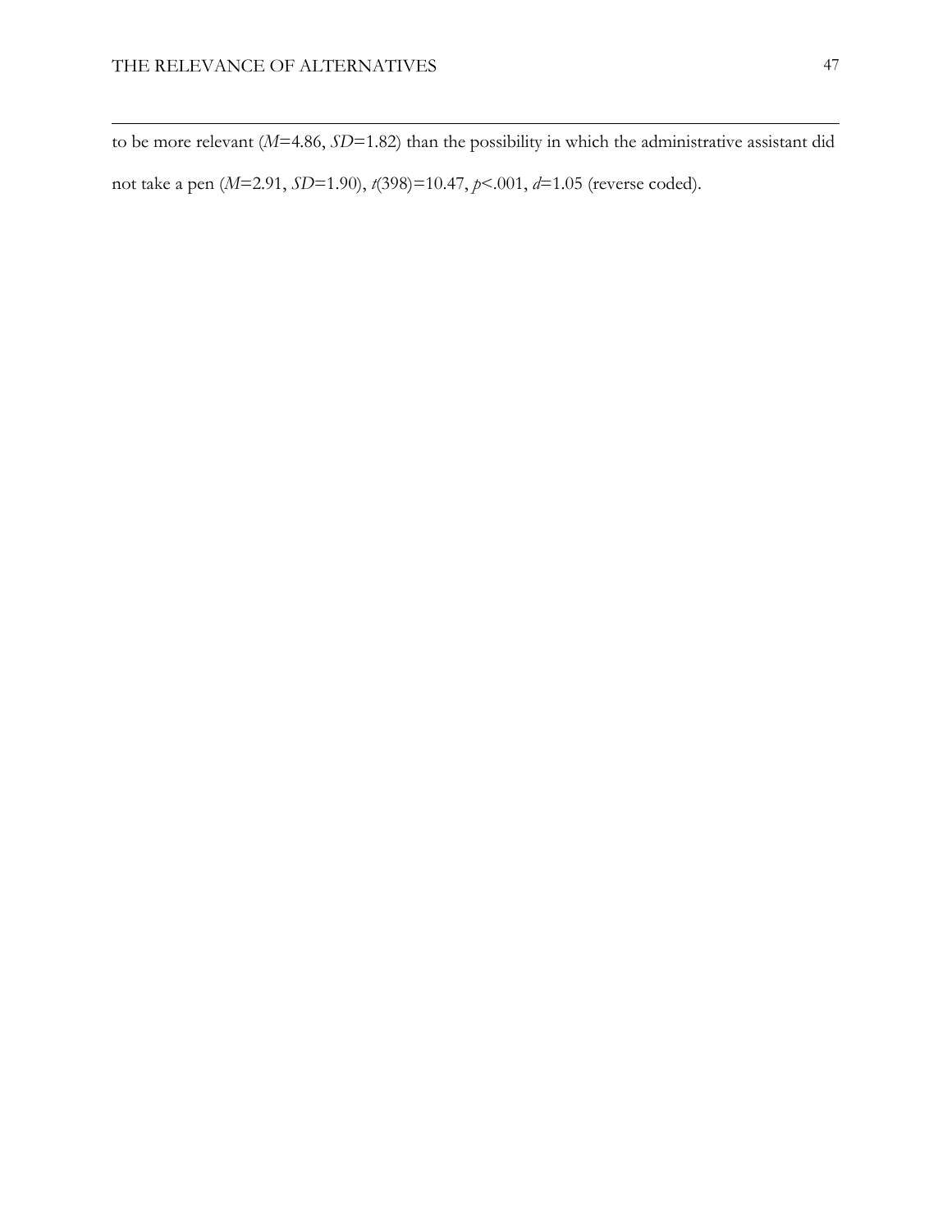to be more relevant ($M$=4.86, $SD$=1.82) than the possibility in which the administrative assistant did not take a pen ($M$=2.91, $SD$=1.90), $t(398)=10.47$, $p<.001$, $d$=1.05 (reverse coded).